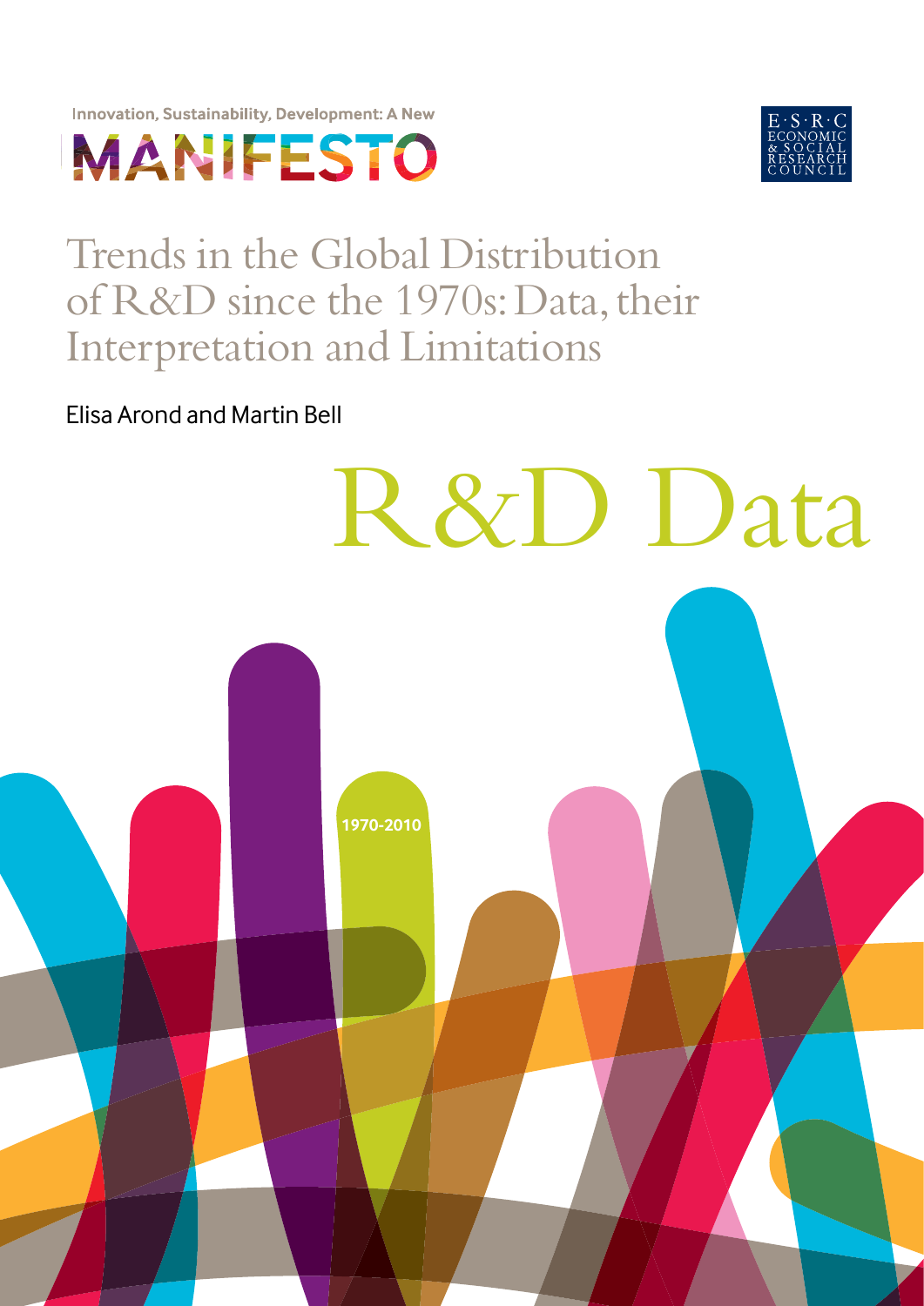Innovation, Sustainability, Development: A New

MANIFESTO

E·S·R·C ECONOMIC & SOCIAL RESEARCH COUNCIL

# Trends in the Global Distribution of R&D since the 1970s: Data, their Interpretation and Limitations

Elisa Arond and Martin Bell

R&D Data

1970-2010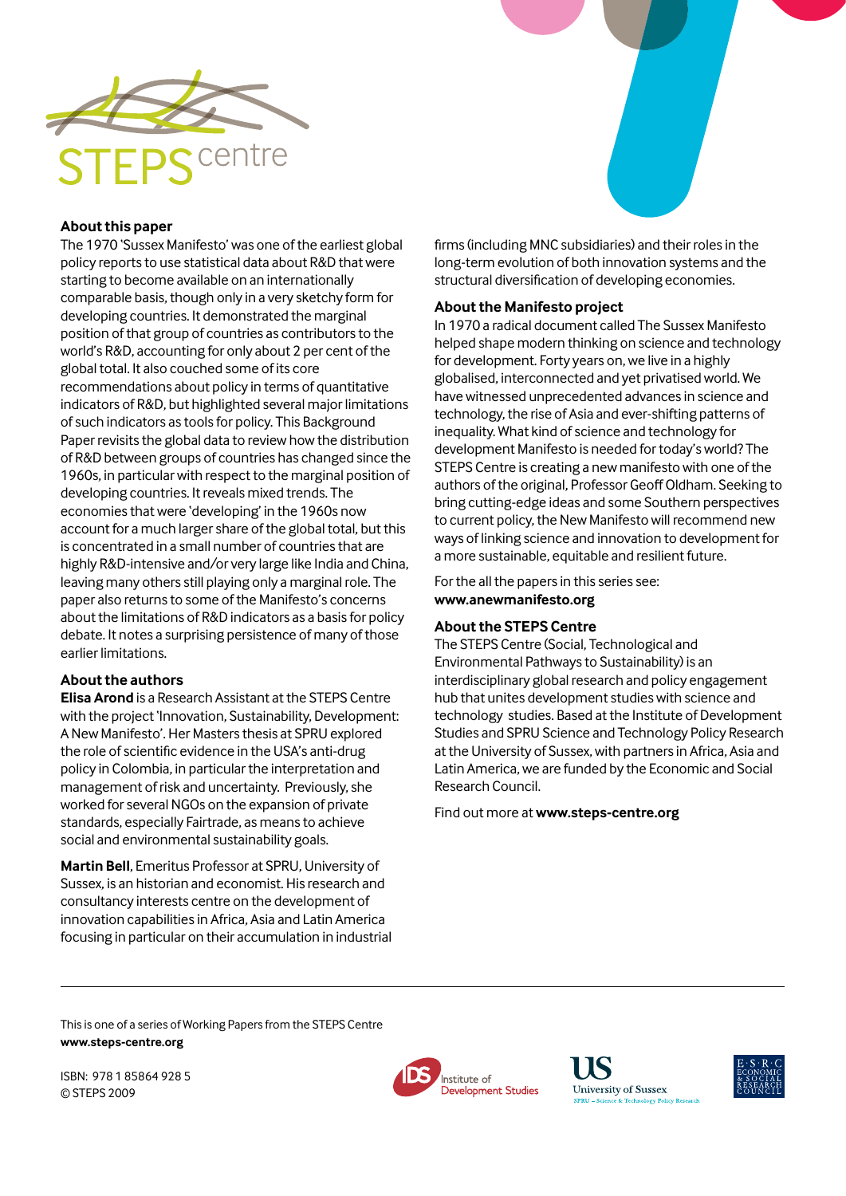STEPS centre

## About this paper

The 1970 'Sussex Manifesto' was one of the earliest global policy reports to use statistical data about R&D that were starting to become available on an internationally comparable basis, though only in a very sketchy form for developing countries. It demonstrated the marginal position of that group of countries as contributors to the world's R&D, accounting for only about 2 per cent of the global total. It also couched some of its core recommendations about policy in terms of quantitative indicators of R&D, but highlighted several major limitations of such indicators as tools for policy. This Background Paper revisits the global data to review how the distribution of R&D between groups of countries has changed since the 1960s, in particular with respect to the marginal position of developing countries. It reveals mixed trends. The economies that were 'developing' in the 1960s now account for a much larger share of the global total, but this is concentrated in a small number of countries that are highly R&D-intensive and/or very large like India and China, leaving many others still playing only a marginal role. The paper also returns to some of the Manifesto's concerns about the limitations of R&D indicators as a basis for policy debate. It notes a surprising persistence of many of those earlier limitations.

## About the authors

**Elisa Arond** is a Research Assistant at the STEPS Centre with the project 'Innovation, Sustainability, Development: A New Manifesto'. Her Masters thesis at SPRU explored the role of scientific evidence in the USA's anti-drug policy in Colombia, in particular the interpretation and management of risk and uncertainty. Previously, she worked for several NGOs on the expansion of private standards, especially Fairtrade, as means to achieve social and environmental sustainability goals.

**Martin Bell**, Emeritus Professor at SPRU, University of Sussex, is an historian and economist. His research and consultancy interests centre on the development of innovation capabilities in Africa, Asia and Latin America focusing in particular on their accumulation in industrial firms (including MNC subsidiaries) and their roles in the long-term evolution of both innovation systems and the structural diversification of developing economies.

## About the Manifesto project

In 1970 a radical document called The Sussex Manifesto helped shape modern thinking on science and technology for development. Forty years on, we live in a highly globalised, interconnected and yet privatised world. We have witnessed unprecedented advances in science and technology, the rise of Asia and ever-shifting patterns of inequality. What kind of science and technology for development Manifesto is needed for today's world? The STEPS Centre is creating a new manifesto with one of the authors of the original, Professor Geoff Oldham. Seeking to bring cutting-edge ideas and some Southern perspectives to current policy, the New Manifesto will recommend new ways of linking science and innovation to development for a more sustainable, equitable and resilient future.

For the all the papers in this series see:
**www.anewmanifesto.org**

## About the STEPS Centre

The STEPS Centre (Social, Technological and Environmental Pathways to Sustainability) is an interdisciplinary global research and policy engagement hub that unites development studies with science and technology studies. Based at the Institute of Development Studies and SPRU Science and Technology Policy Research at the University of Sussex, with partners in Africa, Asia and Latin America, we are funded by the Economic and Social Research Council.

Find out more at **www.steps-centre.org**

---

This is one of a series of Working Papers from the STEPS Centre
**www.steps-centre.org**

ISBN: 978 1 85864 928 5
© STEPS 2009

IDS Institute of Development Studies | US University of Sussex, SPRU – Science & Technology Policy Research | E·S·R·C Economic & Social Research Council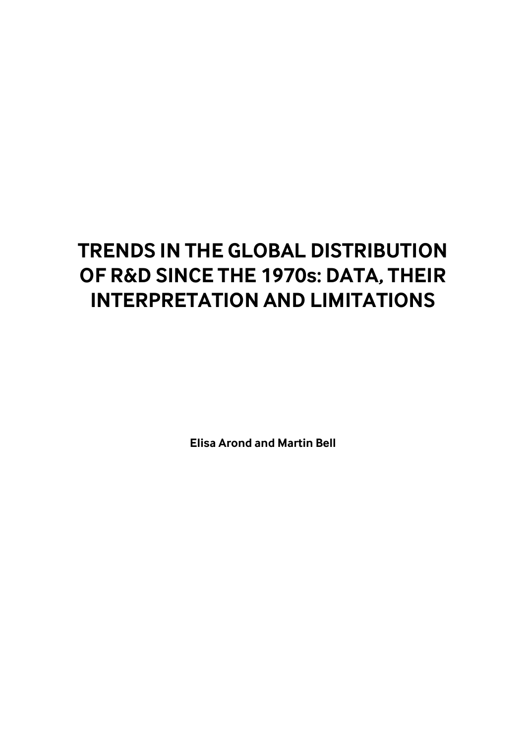# TRENDS IN THE GLOBAL DISTRIBUTION OF R&D SINCE THE 1970s: DATA, THEIR INTERPRETATION AND LIMITATIONS

**Elisa Arond and Martin Bell**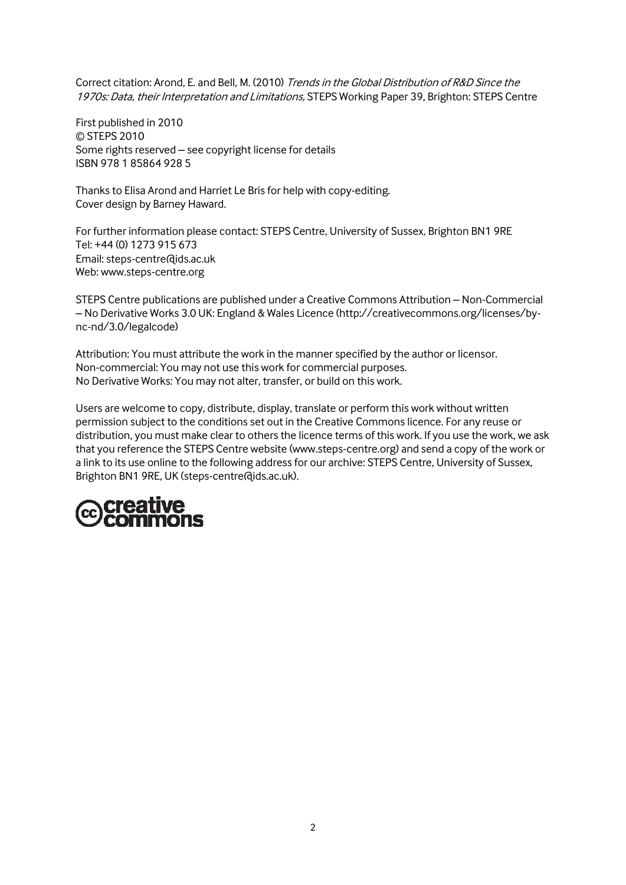Correct citation: Arond, E. and Bell, M. (2010) *Trends in the Global Distribution of R&D Since the 1970s: Data, their Interpretation and Limitations,* STEPS Working Paper 39, Brighton: STEPS Centre

First published in 2010
© STEPS 2010
Some rights reserved – see copyright license for details
ISBN 978 1 85864 928 5

Thanks to Elisa Arond and Harriet Le Bris for help with copy-editing.
Cover design by Barney Haward.

For further information please contact: STEPS Centre, University of Sussex, Brighton BN1 9RE
Tel: +44 (0) 1273 915 673
Email: steps-centre@ids.ac.uk
Web: www.steps-centre.org

STEPS Centre publications are published under a Creative Commons Attribution – Non-Commercial – No Derivative Works 3.0 UK: England & Wales Licence (http://creativecommons.org/licenses/by-nc-nd/3.0/legalcode)

Attribution: You must attribute the work in the manner specified by the author or licensor.
Non-commercial: You may not use this work for commercial purposes.
No Derivative Works: You may not alter, transfer, or build on this work.

Users are welcome to copy, distribute, display, translate or perform this work without written permission subject to the conditions set out in the Creative Commons licence. For any reuse or distribution, you must make clear to others the licence terms of this work. If you use the work, we ask that you reference the STEPS Centre website (www.steps-centre.org) and send a copy of the work or a link to its use online to the following address for our archive: STEPS Centre, University of Sussex, Brighton BN1 9RE, UK (steps-centre@ids.ac.uk).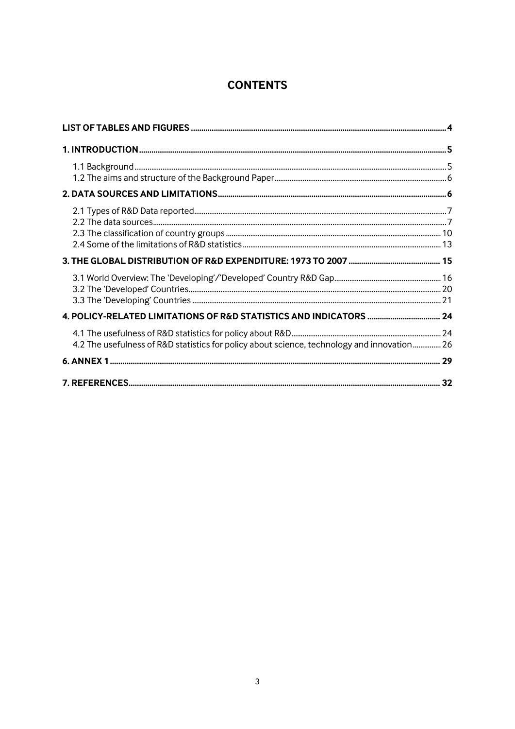# CONTENTS

**LIST OF TABLES AND FIGURES** .......... **4**

**1. INTRODUCTION** .......... **5**

- 1.1 Background .......... 5
- 1.2 The aims and structure of the Background Paper .......... 6

**2. DATA SOURCES AND LIMITATIONS** .......... **6**

- 2.1 Types of R&D Data reported .......... 7
- 2.2 The data sources .......... 7
- 2.3 The classification of country groups .......... 10
- 2.4 Some of the limitations of R&D statistics .......... 13

**3. THE GLOBAL DISTRIBUTION OF R&D EXPENDITURE: 1973 TO 2007** .......... **15**

- 3.1 World Overview: The 'Developing'/'Developed' Country R&D Gap .......... 16
- 3.2 The 'Developed' Countries .......... 20
- 3.3 The 'Developing' Countries .......... 21

**4. POLICY-RELATED LIMITATIONS OF R&D STATISTICS AND INDICATORS** .......... **24**

- 4.1 The usefulness of R&D statistics for policy about R&D .......... 24
- 4.2 The usefulness of R&D statistics for policy about science, technology and innovation .......... 26

**6. ANNEX 1** .......... **29**

**7. REFERENCES** .......... **32**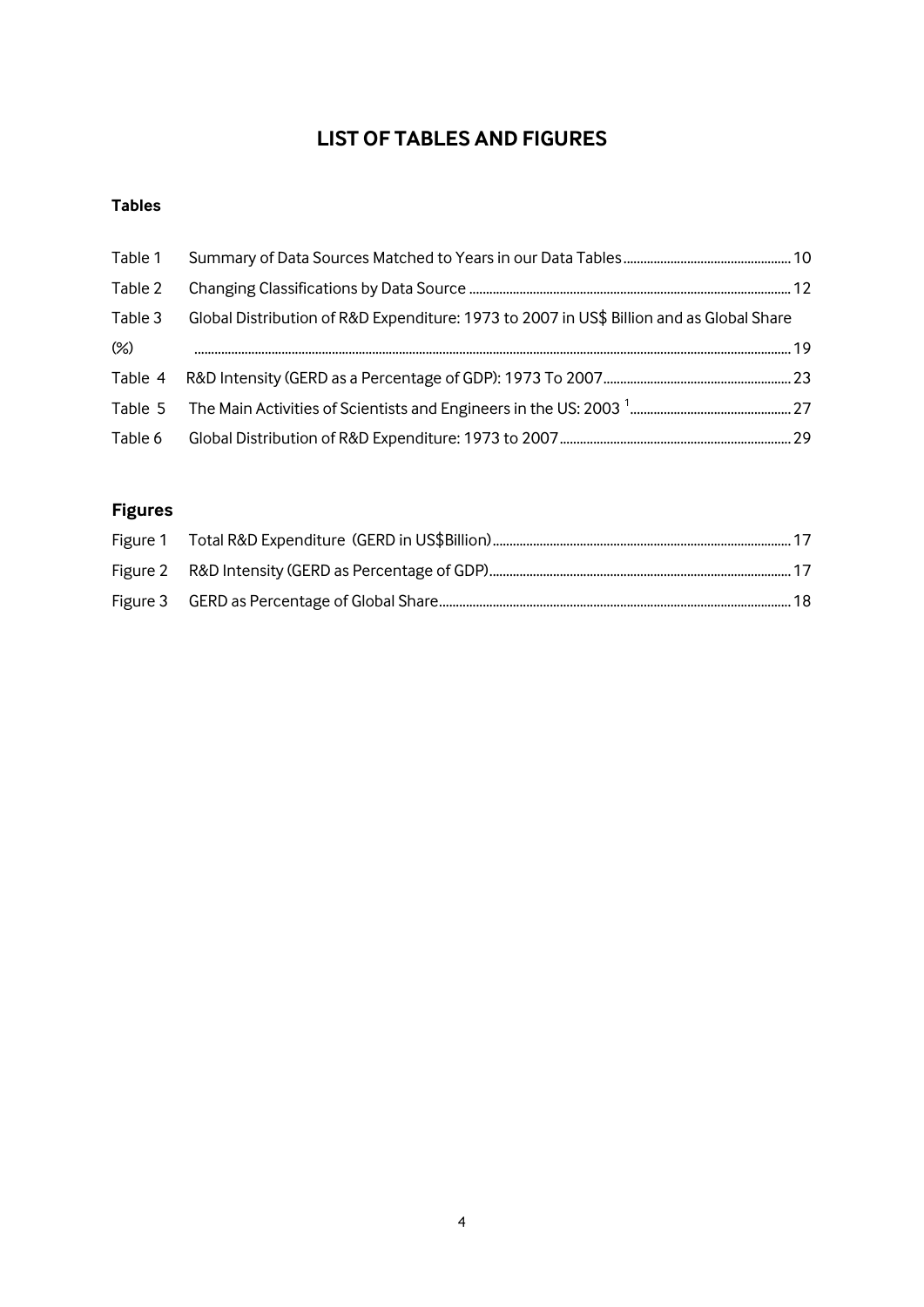# LIST OF TABLES AND FIGURES

**Tables**

Table 1 Summary of Data Sources Matched to Years in our Data Tables ........ 10

Table 2 Changing Classifications by Data Source ........ 12

Table 3 Global Distribution of R&D Expenditure: 1973 to 2007 in US$ Billion and as Global Share (%) ........ 19

Table 4 R&D Intensity (GERD as a Percentage of GDP): 1973 To 2007 ........ 23

Table 5 The Main Activities of Scientists and Engineers in the US: 2003 [1] ........ 27

Table 6 Global Distribution of R&D Expenditure: 1973 to 2007 ........ 29

## Figures

Figure 1 Total R&D Expenditure (GERD in US$Billion) ........ 17

Figure 2 R&D Intensity (GERD as Percentage of GDP) ........ 17

Figure 3 GERD as Percentage of Global Share ........ 18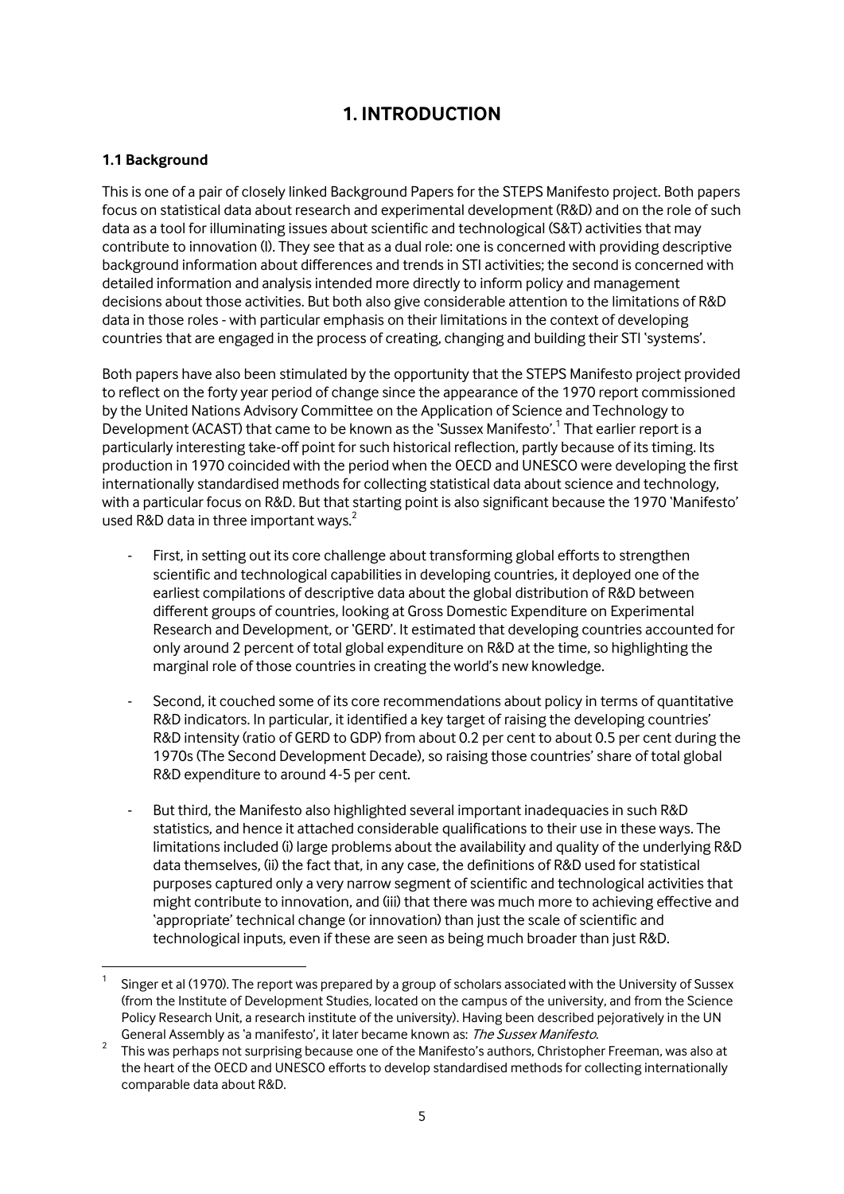# 1. INTRODUCTION

### 1.1 Background

This is one of a pair of closely linked Background Papers for the STEPS Manifesto project. Both papers focus on statistical data about research and experimental development (R&D) and on the role of such data as a tool for illuminating issues about scientific and technological (S&T) activities that may contribute to innovation (I). They see that as a dual role: one is concerned with providing descriptive background information about differences and trends in STI activities; the second is concerned with detailed information and analysis intended more directly to inform policy and management decisions about those activities. But both also give considerable attention to the limitations of R&D data in those roles - with particular emphasis on their limitations in the context of developing countries that are engaged in the process of creating, changing and building their STI 'systems'.

Both papers have also been stimulated by the opportunity that the STEPS Manifesto project provided to reflect on the forty year period of change since the appearance of the 1970 report commissioned by the United Nations Advisory Committee on the Application of Science and Technology to Development (ACAST) that came to be known as the 'Sussex Manifesto'.[1] That earlier report is a particularly interesting take-off point for such historical reflection, partly because of its timing. Its production in 1970 coincided with the period when the OECD and UNESCO were developing the first internationally standardised methods for collecting statistical data about science and technology, with a particular focus on R&D. But that starting point is also significant because the 1970 'Manifesto' used R&D data in three important ways.[2]

- First, in setting out its core challenge about transforming global efforts to strengthen scientific and technological capabilities in developing countries, it deployed one of the earliest compilations of descriptive data about the global distribution of R&D between different groups of countries, looking at Gross Domestic Expenditure on Experimental Research and Development, or 'GERD'. It estimated that developing countries accounted for only around 2 percent of total global expenditure on R&D at the time, so highlighting the marginal role of those countries in creating the world's new knowledge.

- Second, it couched some of its core recommendations about policy in terms of quantitative R&D indicators. In particular, it identified a key target of raising the developing countries' R&D intensity (ratio of GERD to GDP) from about 0.2 per cent to about 0.5 per cent during the 1970s (The Second Development Decade), so raising those countries' share of total global R&D expenditure to around 4-5 per cent.

- But third, the Manifesto also highlighted several important inadequacies in such R&D statistics, and hence it attached considerable qualifications to their use in these ways. The limitations included (i) large problems about the availability and quality of the underlying R&D data themselves, (ii) the fact that, in any case, the definitions of R&D used for statistical purposes captured only a very narrow segment of scientific and technological activities that might contribute to innovation, and (iii) that there was much more to achieving effective and 'appropriate' technical change (or innovation) than just the scale of scientific and technological inputs, even if these are seen as being much broader than just R&D.

---

[1] Singer et al (1970). The report was prepared by a group of scholars associated with the University of Sussex (from the Institute of Development Studies, located on the campus of the university, and from the Science Policy Research Unit, a research institute of the university). Having been described pejoratively in the UN General Assembly as 'a manifesto', it later became known as: *The Sussex Manifesto*.

[2] This was perhaps not surprising because one of the Manifesto's authors, Christopher Freeman, was also at the heart of the OECD and UNESCO efforts to develop standardised methods for collecting internationally comparable data about R&D.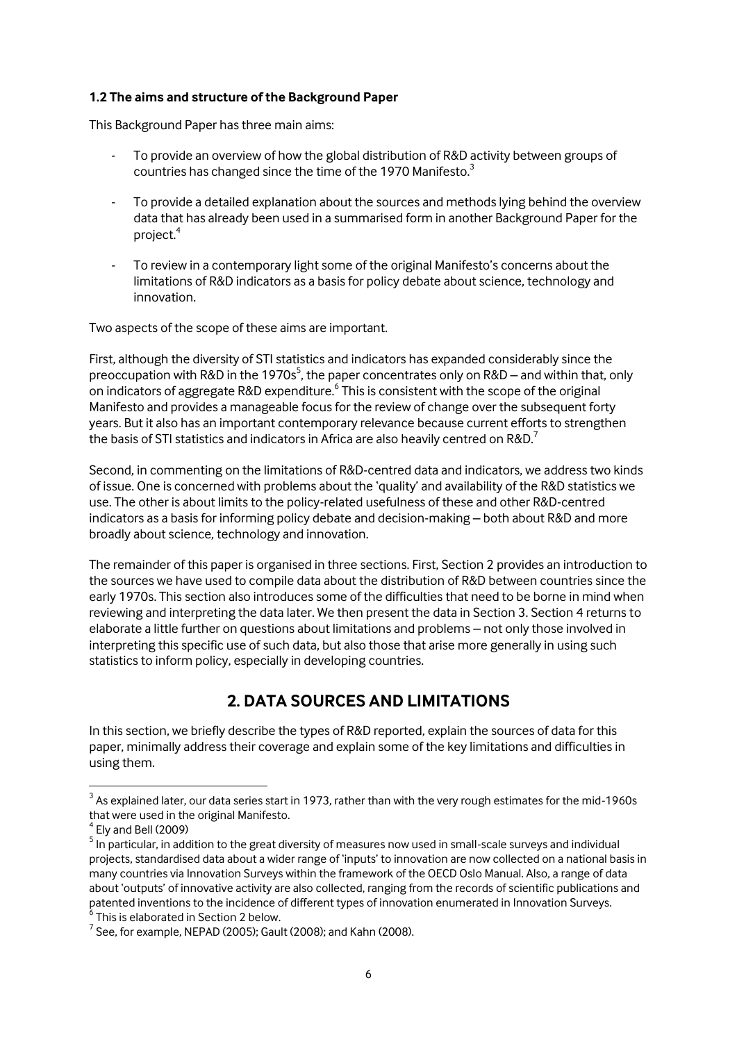### 1.2 The aims and structure of the Background Paper

This Background Paper has three main aims:

- To provide an overview of how the global distribution of R&D activity between groups of countries has changed since the time of the 1970 Manifesto.[3]

- To provide a detailed explanation about the sources and methods lying behind the overview data that has already been used in a summarised form in another Background Paper for the project.[4]

- To review in a contemporary light some of the original Manifesto's concerns about the limitations of R&D indicators as a basis for policy debate about science, technology and innovation.

Two aspects of the scope of these aims are important.

First, although the diversity of STI statistics and indicators has expanded considerably since the preoccupation with R&D in the 1970s[5], the paper concentrates only on R&D – and within that, only on indicators of aggregate R&D expenditure.[6] This is consistent with the scope of the original Manifesto and provides a manageable focus for the review of change over the subsequent forty years. But it also has an important contemporary relevance because current efforts to strengthen the basis of STI statistics and indicators in Africa are also heavily centred on R&D.[7]

Second, in commenting on the limitations of R&D-centred data and indicators, we address two kinds of issue. One is concerned with problems about the 'quality' and availability of the R&D statistics we use. The other is about limits to the policy-related usefulness of these and other R&D-centred indicators as a basis for informing policy debate and decision-making – both about R&D and more broadly about science, technology and innovation.

The remainder of this paper is organised in three sections. First, Section 2 provides an introduction to the sources we have used to compile data about the distribution of R&D between countries since the early 1970s. This section also introduces some of the difficulties that need to be borne in mind when reviewing and interpreting the data later. We then present the data in Section 3. Section 4 returns to elaborate a little further on questions about limitations and problems – not only those involved in interpreting this specific use of such data, but also those that arise more generally in using such statistics to inform policy, especially in developing countries.

## 2. DATA SOURCES AND LIMITATIONS

In this section, we briefly describe the types of R&D reported, explain the sources of data for this paper, minimally address their coverage and explain some of the key limitations and difficulties in using them.

---

[3] As explained later, our data series start in 1973, rather than with the very rough estimates for the mid-1960s that were used in the original Manifesto.

[4] Ely and Bell (2009)

[5] In particular, in addition to the great diversity of measures now used in small-scale surveys and individual projects, standardised data about a wider range of 'inputs' to innovation are now collected on a national basis in many countries via Innovation Surveys within the framework of the OECD Oslo Manual. Also, a range of data about 'outputs' of innovative activity are also collected, ranging from the records of scientific publications and patented inventions to the incidence of different types of innovation enumerated in Innovation Surveys.

[6] This is elaborated in Section 2 below.

[7] See, for example, NEPAD (2005); Gault (2008); and Kahn (2008).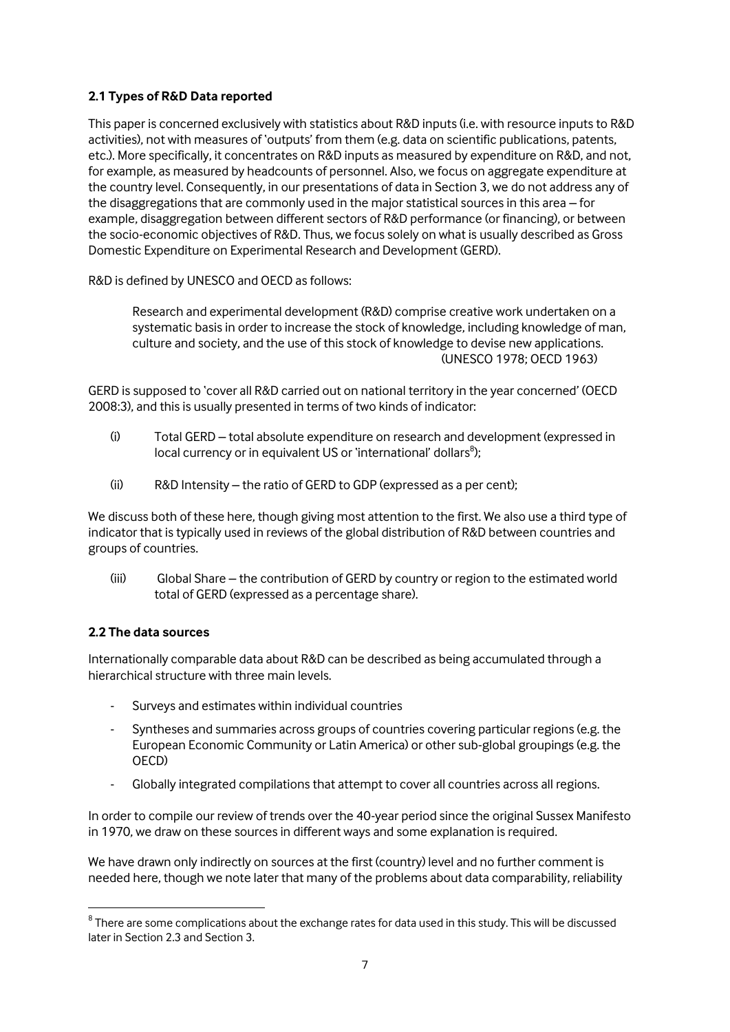### 2.1 Types of R&D Data reported

This paper is concerned exclusively with statistics about R&D inputs (i.e. with resource inputs to R&D activities), not with measures of 'outputs' from them (e.g. data on scientific publications, patents, etc.). More specifically, it concentrates on R&D inputs as measured by expenditure on R&D, and not, for example, as measured by headcounts of personnel. Also, we focus on aggregate expenditure at the country level. Consequently, in our presentations of data in Section 3, we do not address any of the disaggregations that are commonly used in the major statistical sources in this area – for example, disaggregation between different sectors of R&D performance (or financing), or between the socio-economic objectives of R&D. Thus, we focus solely on what is usually described as Gross Domestic Expenditure on Experimental Research and Development (GERD).

R&D is defined by UNESCO and OECD as follows:

> Research and experimental development (R&D) comprise creative work undertaken on a systematic basis in order to increase the stock of knowledge, including knowledge of man, culture and society, and the use of this stock of knowledge to devise new applications.
>
> (UNESCO 1978; OECD 1963)

GERD is supposed to 'cover all R&D carried out on national territory in the year concerned' (OECD 2008:3), and this is usually presented in terms of two kinds of indicator:

(i) Total GERD – total absolute expenditure on research and development (expressed in local currency or in equivalent US or 'international' dollars[8]);

(ii) R&D Intensity – the ratio of GERD to GDP (expressed as a per cent);

We discuss both of these here, though giving most attention to the first. We also use a third type of indicator that is typically used in reviews of the global distribution of R&D between countries and groups of countries.

(iii) Global Share – the contribution of GERD by country or region to the estimated world total of GERD (expressed as a percentage share).

### 2.2 The data sources

Internationally comparable data about R&D can be described as being accumulated through a hierarchical structure with three main levels.

- Surveys and estimates within individual countries
- Syntheses and summaries across groups of countries covering particular regions (e.g. the European Economic Community or Latin America) or other sub-global groupings (e.g. the OECD)
- Globally integrated compilations that attempt to cover all countries across all regions.

In order to compile our review of trends over the 40-year period since the original Sussex Manifesto in 1970, we draw on these sources in different ways and some explanation is required.

We have drawn only indirectly on sources at the first (country) level and no further comment is needed here, though we note later that many of the problems about data comparability, reliability

[8] There are some complications about the exchange rates for data used in this study. This will be discussed later in Section 2.3 and Section 3.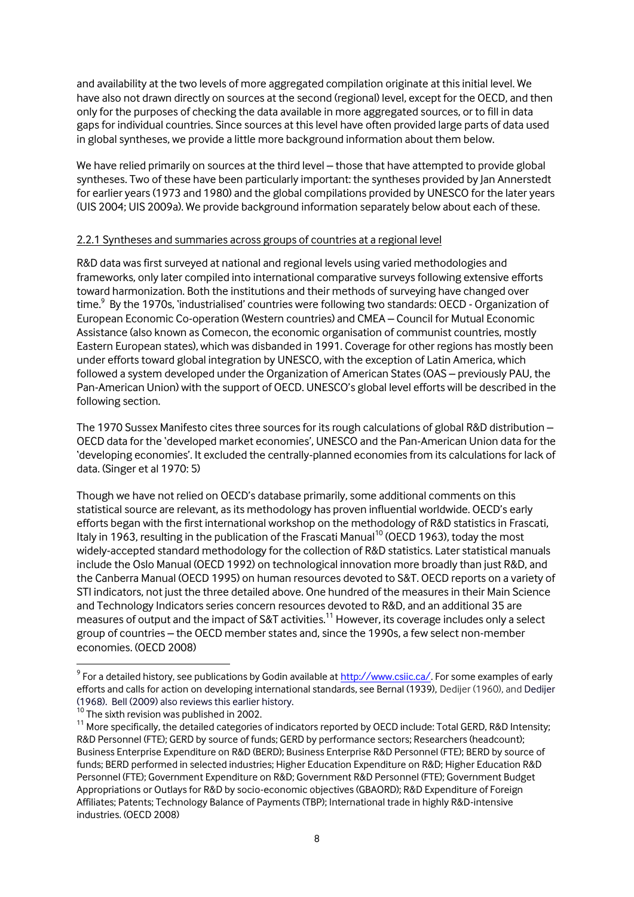and availability at the two levels of more aggregated compilation originate at this initial level. We have also not drawn directly on sources at the second (regional) level, except for the OECD, and then only for the purposes of checking the data available in more aggregated sources, or to fill in data gaps for individual countries. Since sources at this level have often provided large parts of data used in global syntheses, we provide a little more background information about them below.

We have relied primarily on sources at the third level – those that have attempted to provide global syntheses. Two of these have been particularly important: the syntheses provided by Jan Annerstedt for earlier years (1973 and 1980) and the global compilations provided by UNESCO for the later years (UIS 2004; UIS 2009a). We provide background information separately below about each of these.

### 2.2.1 Syntheses and summaries across groups of countries at a regional level

R&D data was first surveyed at national and regional levels using varied methodologies and frameworks, only later compiled into international comparative surveys following extensive efforts toward harmonization. Both the institutions and their methods of surveying have changed over time.[9] By the 1970s, 'industrialised' countries were following two standards: OECD - Organization of European Economic Co-operation (Western countries) and CMEA – Council for Mutual Economic Assistance (also known as Comecon, the economic organisation of communist countries, mostly Eastern European states), which was disbanded in 1991. Coverage for other regions has mostly been under efforts toward global integration by UNESCO, with the exception of Latin America, which followed a system developed under the Organization of American States (OAS – previously PAU, the Pan-American Union) with the support of OECD. UNESCO's global level efforts will be described in the following section.

The 1970 Sussex Manifesto cites three sources for its rough calculations of global R&D distribution – OECD data for the 'developed market economies', UNESCO and the Pan-American Union data for the 'developing economies'. It excluded the centrally-planned economies from its calculations for lack of data. (Singer et al 1970: 5)

Though we have not relied on OECD's database primarily, some additional comments on this statistical source are relevant, as its methodology has proven influential worldwide. OECD's early efforts began with the first international workshop on the methodology of R&D statistics in Frascati, Italy in 1963, resulting in the publication of the Frascati Manual[10] (OECD 1963), today the most widely-accepted standard methodology for the collection of R&D statistics. Later statistical manuals include the Oslo Manual (OECD 1992) on technological innovation more broadly than just R&D, and the Canberra Manual (OECD 1995) on human resources devoted to S&T. OECD reports on a variety of STI indicators, not just the three detailed above. One hundred of the measures in their Main Science and Technology Indicators series concern resources devoted to R&D, and an additional 35 are measures of output and the impact of S&T activities.[11] However, its coverage includes only a select group of countries – the OECD member states and, since the 1990s, a few select non-member economies. (OECD 2008)

---

[9] For a detailed history, see publications by Godin available at http://www.csiic.ca/. For some examples of early efforts and calls for action on developing international standards, see Bernal (1939), Dedijer (1960), and Dedijer (1968). Bell (2009) also reviews this earlier history.

[10] The sixth revision was published in 2002.

[11] More specifically, the detailed categories of indicators reported by OECD include: Total GERD, R&D Intensity; R&D Personnel (FTE); GERD by source of funds; GERD by performance sectors; Researchers (headcount); Business Enterprise Expenditure on R&D (BERD); Business Enterprise R&D Personnel (FTE); BERD by source of funds; BERD performed in selected industries; Higher Education Expenditure on R&D; Higher Education R&D Personnel (FTE); Government Expenditure on R&D; Government R&D Personnel (FTE); Government Budget Appropriations or Outlays for R&D by socio-economic objectives (GBAORD); R&D Expenditure of Foreign Affiliates; Patents; Technology Balance of Payments (TBP); International trade in highly R&D-intensive industries. (OECD 2008)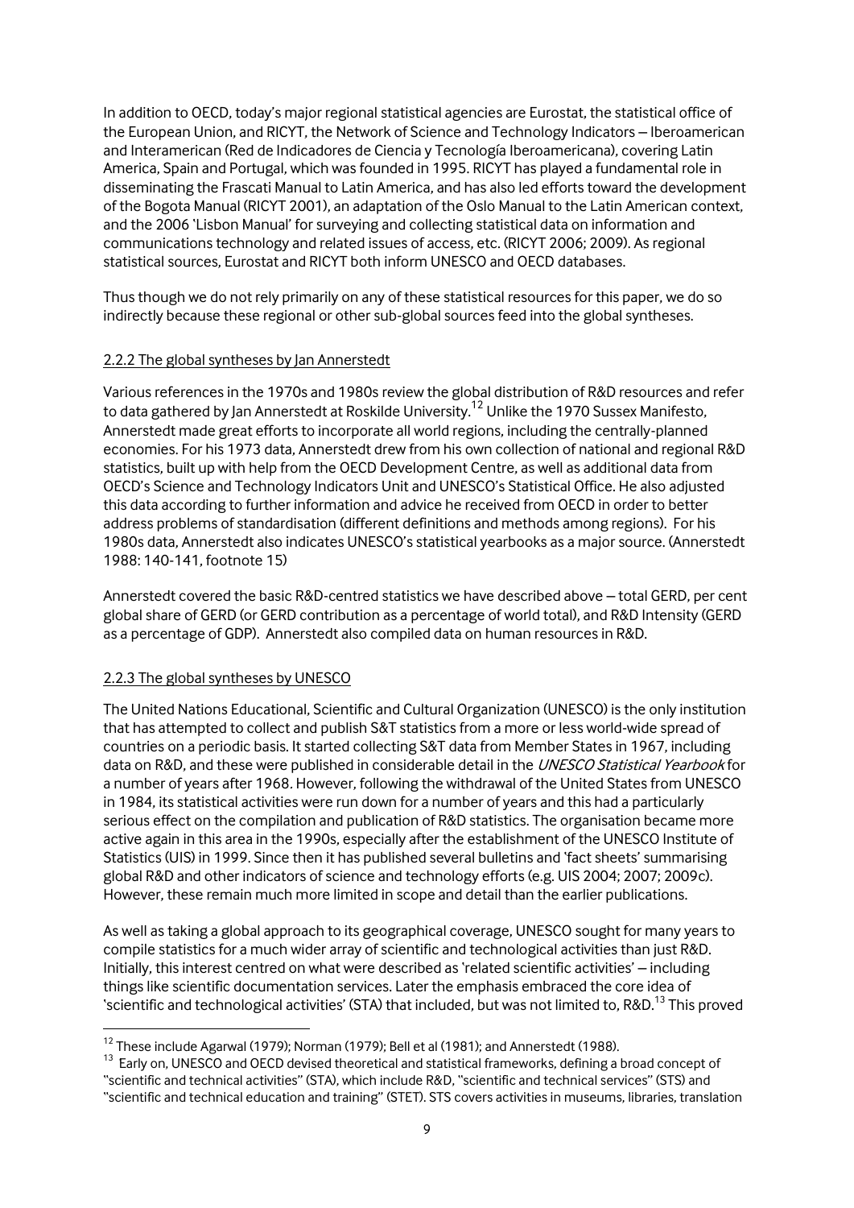In addition to OECD, today's major regional statistical agencies are Eurostat, the statistical office of the European Union, and RICYT, the Network of Science and Technology Indicators – Iberoamerican and Interamerican (Red de Indicadores de Ciencia y Tecnología Iberoamericana), covering Latin America, Spain and Portugal, which was founded in 1995. RICYT has played a fundamental role in disseminating the Frascati Manual to Latin America, and has also led efforts toward the development of the Bogota Manual (RICYT 2001), an adaptation of the Oslo Manual to the Latin American context, and the 2006 'Lisbon Manual' for surveying and collecting statistical data on information and communications technology and related issues of access, etc. (RICYT 2006; 2009). As regional statistical sources, Eurostat and RICYT both inform UNESCO and OECD databases.

Thus though we do not rely primarily on any of these statistical resources for this paper, we do so indirectly because these regional or other sub-global sources feed into the global syntheses.

### 2.2.2 The global syntheses by Jan Annerstedt

Various references in the 1970s and 1980s review the global distribution of R&D resources and refer to data gathered by Jan Annerstedt at Roskilde University.[12] Unlike the 1970 Sussex Manifesto, Annerstedt made great efforts to incorporate all world regions, including the centrally-planned economies. For his 1973 data, Annerstedt drew from his own collection of national and regional R&D statistics, built up with help from the OECD Development Centre, as well as additional data from OECD's Science and Technology Indicators Unit and UNESCO's Statistical Office. He also adjusted this data according to further information and advice he received from OECD in order to better address problems of standardisation (different definitions and methods among regions). For his 1980s data, Annerstedt also indicates UNESCO's statistical yearbooks as a major source. (Annerstedt 1988: 140-141, footnote 15)

Annerstedt covered the basic R&D-centred statistics we have described above – total GERD, per cent global share of GERD (or GERD contribution as a percentage of world total), and R&D Intensity (GERD as a percentage of GDP). Annerstedt also compiled data on human resources in R&D.

### 2.2.3 The global syntheses by UNESCO

The United Nations Educational, Scientific and Cultural Organization (UNESCO) is the only institution that has attempted to collect and publish S&T statistics from a more or less world-wide spread of countries on a periodic basis. It started collecting S&T data from Member States in 1967, including data on R&D, and these were published in considerable detail in the *UNESCO Statistical Yearbook* for a number of years after 1968. However, following the withdrawal of the United States from UNESCO in 1984, its statistical activities were run down for a number of years and this had a particularly serious effect on the compilation and publication of R&D statistics. The organisation became more active again in this area in the 1990s, especially after the establishment of the UNESCO Institute of Statistics (UIS) in 1999. Since then it has published several bulletins and 'fact sheets' summarising global R&D and other indicators of science and technology efforts (e.g. UIS 2004; 2007; 2009c). However, these remain much more limited in scope and detail than the earlier publications.

As well as taking a global approach to its geographical coverage, UNESCO sought for many years to compile statistics for a much wider array of scientific and technological activities than just R&D. Initially, this interest centred on what were described as 'related scientific activities' – including things like scientific documentation services. Later the emphasis embraced the core idea of 'scientific and technological activities' (STA) that included, but was not limited to, R&D.[13] This proved

---

[12] These include Agarwal (1979); Norman (1979); Bell et al (1981); and Annerstedt (1988).

[13] Early on, UNESCO and OECD devised theoretical and statistical frameworks, defining a broad concept of "scientific and technical activities" (STA), which include R&D, "scientific and technical services" (STS) and "scientific and technical education and training" (STET). STS covers activities in museums, libraries, translation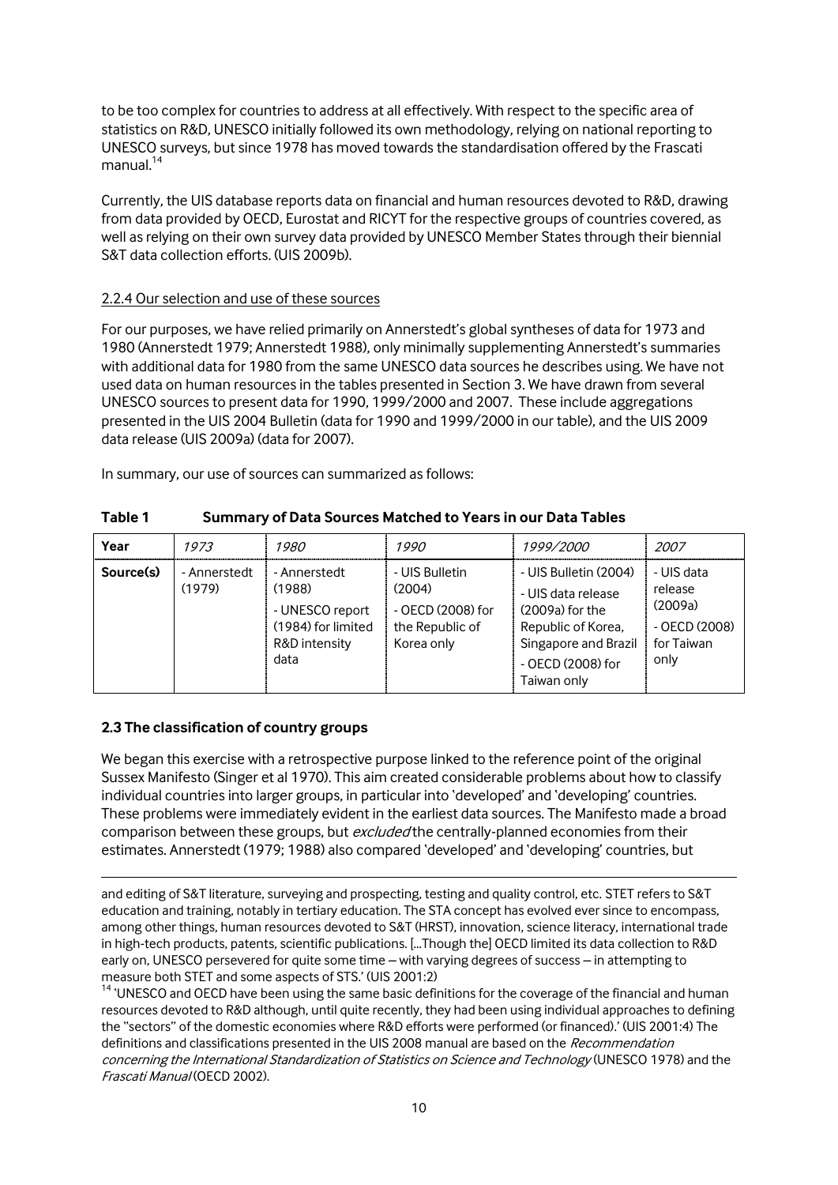to be too complex for countries to address at all effectively. With respect to the specific area of statistics on R&D, UNESCO initially followed its own methodology, relying on national reporting to UNESCO surveys, but since 1978 has moved towards the standardisation offered by the Frascati manual.[14]

Currently, the UIS database reports data on financial and human resources devoted to R&D, drawing from data provided by OECD, Eurostat and RICYT for the respective groups of countries covered, as well as relying on their own survey data provided by UNESCO Member States through their biennial S&T data collection efforts. (UIS 2009b).

#### 2.2.4 Our selection and use of these sources

For our purposes, we have relied primarily on Annerstedt's global syntheses of data for 1973 and 1980 (Annerstedt 1979; Annerstedt 1988), only minimally supplementing Annerstedt's summaries with additional data for 1980 from the same UNESCO data sources he describes using. We have not used data on human resources in the tables presented in Section 3. We have drawn from several UNESCO sources to present data for 1990, 1999/2000 and 2007. These include aggregations presented in the UIS 2004 Bulletin (data for 1990 and 1999/2000 in our table), and the UIS 2009 data release (UIS 2009a) (data for 2007).

In summary, our use of sources can summarized as follows:

**Table 1 Summary of Data Sources Matched to Years in our Data Tables**

| **Year** | *1973* | *1980* | *1990* | *1999/2000* | *2007* |
|---|---|---|---|---|---|
| **Source(s)** | - Annerstedt (1979) | - Annerstedt (1988)<br>- UNESCO report (1984) for limited R&D intensity data | - UIS Bulletin (2004)<br>- OECD (2008) for the Republic of Korea only | - UIS Bulletin (2004)<br>- UIS data release (2009a) for the Republic of Korea, Singapore and Brazil<br>- OECD (2008) for Taiwan only | - UIS data release (2009a)<br>- OECD (2008) for Taiwan only |

### 2.3 The classification of country groups

We began this exercise with a retrospective purpose linked to the reference point of the original Sussex Manifesto (Singer et al 1970). This aim created considerable problems about how to classify individual countries into larger groups, in particular into 'developed' and 'developing' countries. These problems were immediately evident in the earliest data sources. The Manifesto made a broad comparison between these groups, but *excluded* the centrally-planned economies from their estimates. Annerstedt (1979; 1988) also compared 'developed' and 'developing' countries, but

---

and editing of S&T literature, surveying and prospecting, testing and quality control, etc. STET refers to S&T education and training, notably in tertiary education. The STA concept has evolved ever since to encompass, among other things, human resources devoted to S&T (HRST), innovation, science literacy, international trade in high-tech products, patents, scientific publications. [...Though the] OECD limited its data collection to R&D early on, UNESCO persevered for quite some time – with varying degrees of success – in attempting to measure both STET and some aspects of STS.' (UIS 2001:2)

[14] 'UNESCO and OECD have been using the same basic definitions for the coverage of the financial and human resources devoted to R&D although, until quite recently, they had been using individual approaches to defining the "sectors" of the domestic economies where R&D efforts were performed (or financed).' (UIS 2001:4) The definitions and classifications presented in the UIS 2008 manual are based on the *Recommendation concerning the International Standardization of Statistics on Science and Technology* (UNESCO 1978) and the *Frascati Manual* (OECD 2002).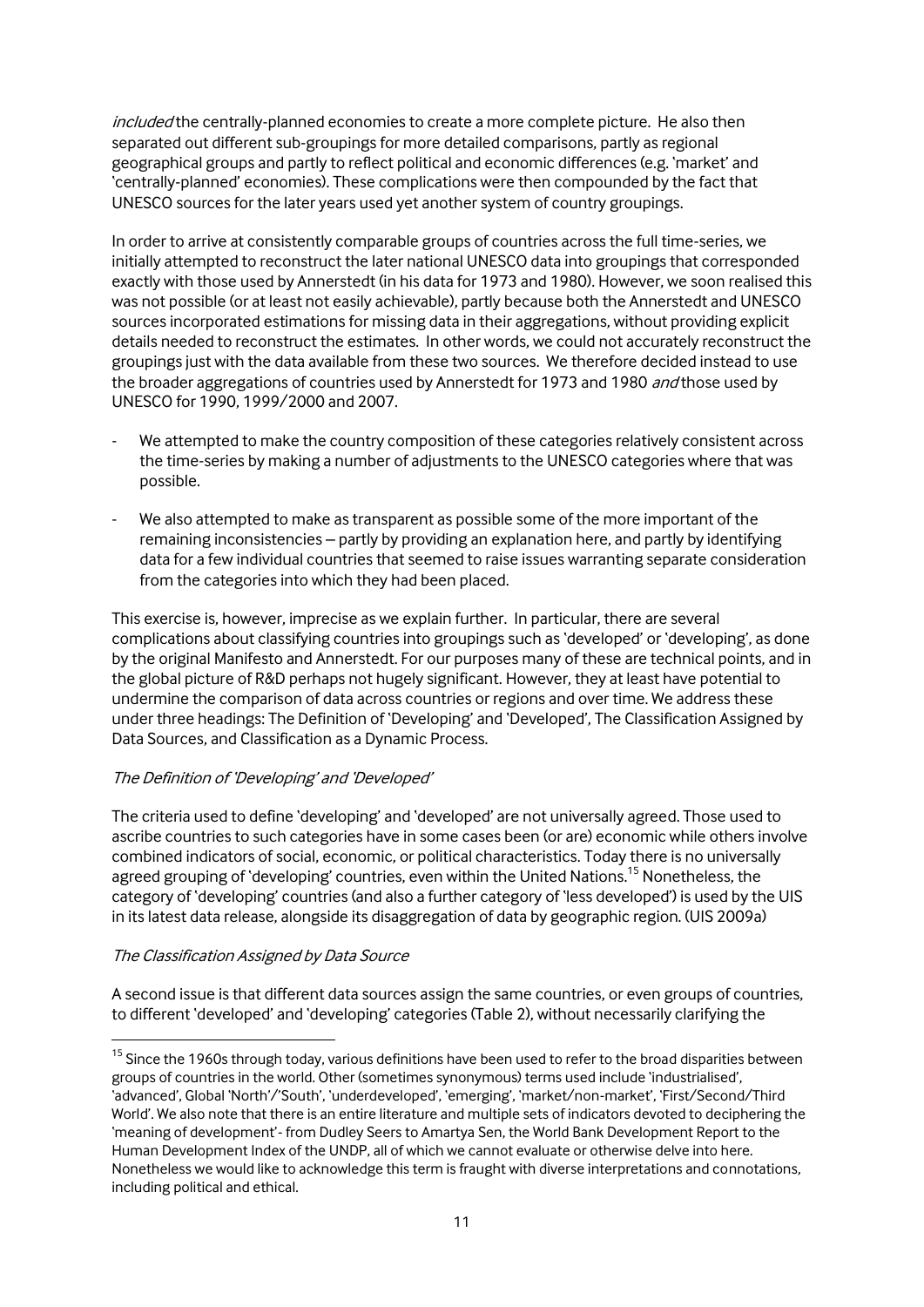*included* the centrally-planned economies to create a more complete picture. He also then separated out different sub-groupings for more detailed comparisons, partly as regional geographical groups and partly to reflect political and economic differences (e.g. 'market' and 'centrally-planned' economies). These complications were then compounded by the fact that UNESCO sources for the later years used yet another system of country groupings.

In order to arrive at consistently comparable groups of countries across the full time-series, we initially attempted to reconstruct the later national UNESCO data into groupings that corresponded exactly with those used by Annerstedt (in his data for 1973 and 1980). However, we soon realised this was not possible (or at least not easily achievable), partly because both the Annerstedt and UNESCO sources incorporated estimations for missing data in their aggregations, without providing explicit details needed to reconstruct the estimates. In other words, we could not accurately reconstruct the groupings just with the data available from these two sources. We therefore decided instead to use the broader aggregations of countries used by Annerstedt for 1973 and 1980 *and* those used by UNESCO for 1990, 1999/2000 and 2007.

- We attempted to make the country composition of these categories relatively consistent across the time-series by making a number of adjustments to the UNESCO categories where that was possible.
- We also attempted to make as transparent as possible some of the more important of the remaining inconsistencies – partly by providing an explanation here, and partly by identifying data for a few individual countries that seemed to raise issues warranting separate consideration from the categories into which they had been placed.

This exercise is, however, imprecise as we explain further. In particular, there are several complications about classifying countries into groupings such as 'developed' or 'developing', as done by the original Manifesto and Annerstedt. For our purposes many of these are technical points, and in the global picture of R&D perhaps not hugely significant. However, they at least have potential to undermine the comparison of data across countries or regions and over time. We address these under three headings: The Definition of 'Developing' and 'Developed', The Classification Assigned by Data Sources, and Classification as a Dynamic Process.

*The Definition of 'Developing' and 'Developed'*

The criteria used to define 'developing' and 'developed' are not universally agreed. Those used to ascribe countries to such categories have in some cases been (or are) economic while others involve combined indicators of social, economic, or political characteristics. Today there is no universally agreed grouping of 'developing' countries, even within the United Nations.[15] Nonetheless, the category of 'developing' countries (and also a further category of 'less developed') is used by the UIS in its latest data release, alongside its disaggregation of data by geographic region. (UIS 2009a)

*The Classification Assigned by Data Source*

A second issue is that different data sources assign the same countries, or even groups of countries, to different 'developed' and 'developing' categories (Table 2), without necessarily clarifying the

[15] Since the 1960s through today, various definitions have been used to refer to the broad disparities between groups of countries in the world. Other (sometimes synonymous) terms used include 'industrialised', 'advanced', Global 'North'/'South', 'underdeveloped', 'emerging', 'market/non-market', 'First/Second/Third World'. We also note that there is an entire literature and multiple sets of indicators devoted to deciphering the 'meaning of development'- from Dudley Seers to Amartya Sen, the World Bank Development Report to the Human Development Index of the UNDP, all of which we cannot evaluate or otherwise delve into here. Nonetheless we would like to acknowledge this term is fraught with diverse interpretations and connotations, including political and ethical.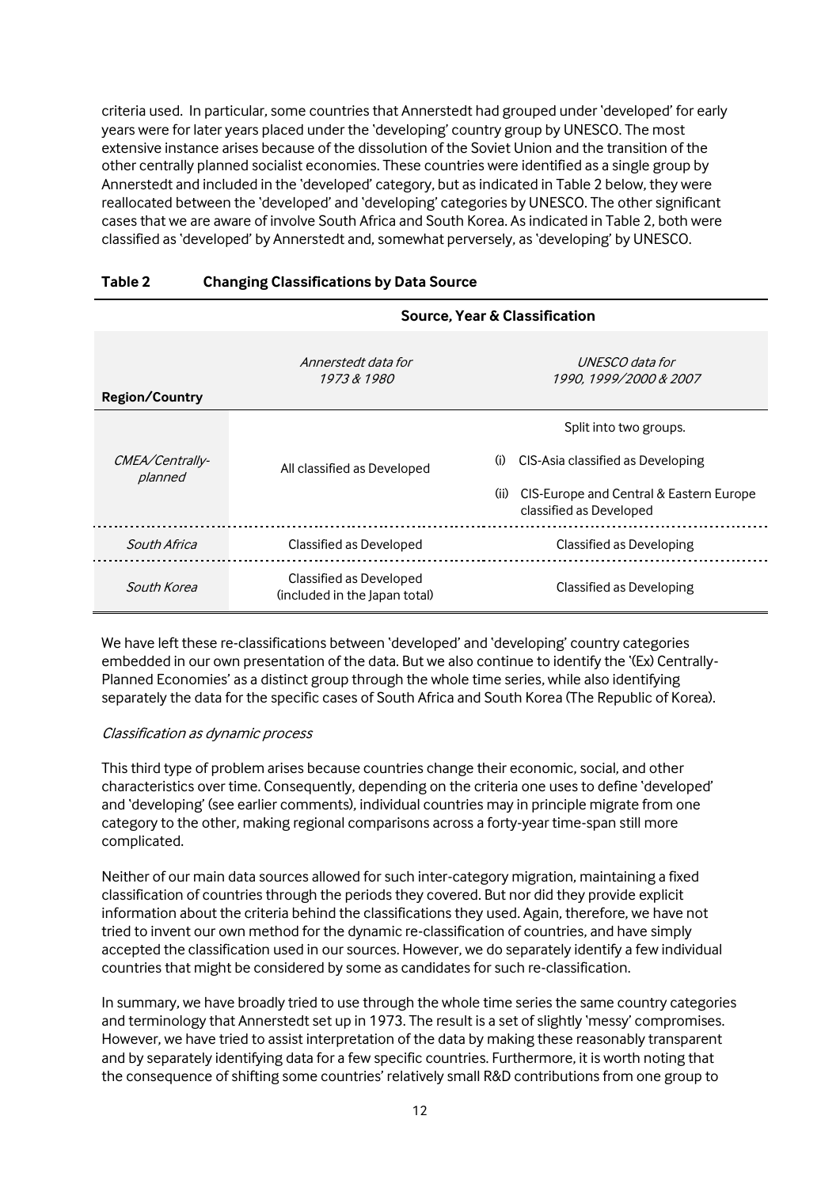criteria used. In particular, some countries that Annerstedt had grouped under 'developed' for early years were for later years placed under the 'developing' country group by UNESCO. The most extensive instance arises because of the dissolution of the Soviet Union and the transition of the other centrally planned socialist economies. These countries were identified as a single group by Annerstedt and included in the 'developed' category, but as indicated in Table 2 below, they were reallocated between the 'developed' and 'developing' categories by UNESCO. The other significant cases that we are aware of involve South Africa and South Korea. As indicated in Table 2, both were classified as 'developed' by Annerstedt and, somewhat perversely, as 'developing' by UNESCO.

**Table 2 Changing Classifications by Data Source**

| | Source, Year & Classification | |
|---|---|---|
| **Region/Country** | *Annerstedt data for 1973 & 1980* | *UNESCO data for 1990, 1999/2000 & 2007* |
| *CMEA/Centrally-planned* | All classified as Developed | Split into two groups. (i) CIS-Asia classified as Developing (ii) CIS-Europe and Central & Eastern Europe classified as Developed |
| *South Africa* | Classified as Developed | Classified as Developing |
| *South Korea* | Classified as Developed (included in the Japan total) | Classified as Developing |

We have left these re-classifications between 'developed' and 'developing' country categories embedded in our own presentation of the data. But we also continue to identify the '(Ex) Centrally-Planned Economies' as a distinct group through the whole time series, while also identifying separately the data for the specific cases of South Africa and South Korea (The Republic of Korea).

*Classification as dynamic process*

This third type of problem arises because countries change their economic, social, and other characteristics over time. Consequently, depending on the criteria one uses to define 'developed' and 'developing' (see earlier comments), individual countries may in principle migrate from one category to the other, making regional comparisons across a forty-year time-span still more complicated.

Neither of our main data sources allowed for such inter-category migration, maintaining a fixed classification of countries through the periods they covered. But nor did they provide explicit information about the criteria behind the classifications they used. Again, therefore, we have not tried to invent our own method for the dynamic re-classification of countries, and have simply accepted the classification used in our sources. However, we do separately identify a few individual countries that might be considered by some as candidates for such re-classification.

In summary, we have broadly tried to use through the whole time series the same country categories and terminology that Annerstedt set up in 1973. The result is a set of slightly 'messy' compromises. However, we have tried to assist interpretation of the data by making these reasonably transparent and by separately identifying data for a few specific countries. Furthermore, it is worth noting that the consequence of shifting some countries' relatively small R&D contributions from one group to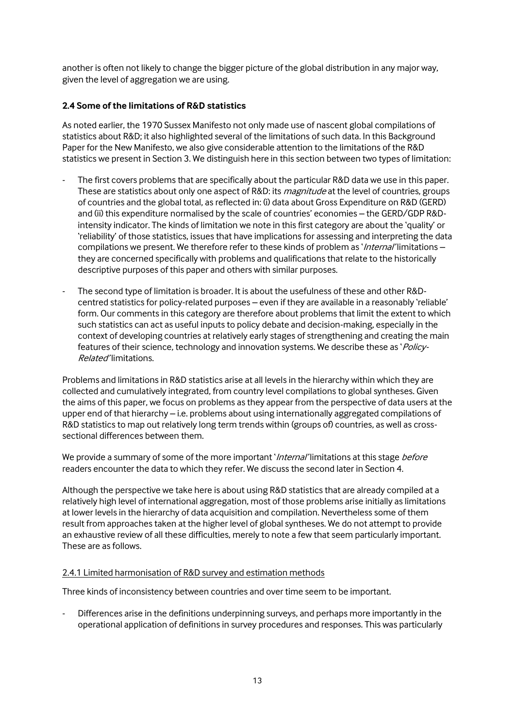another is often not likely to change the bigger picture of the global distribution in any major way, given the level of aggregation we are using.

### 2.4 Some of the limitations of R&D statistics

As noted earlier, the 1970 Sussex Manifesto not only made use of nascent global compilations of statistics about R&D; it also highlighted several of the limitations of such data. In this Background Paper for the New Manifesto, we also give considerable attention to the limitations of the R&D statistics we present in Section 3. We distinguish here in this section between two types of limitation:

- The first covers problems that are specifically about the particular R&D data we use in this paper. These are statistics about only one aspect of R&D: its *magnitude* at the level of countries, groups of countries and the global total, as reflected in: (i) data about Gross Expenditure on R&D (GERD) and (ii) this expenditure normalised by the scale of countries' economies – the GERD/GDP R&D-intensity indicator. The kinds of limitation we note in this first category are about the 'quality' or 'reliability' of those statistics, issues that have implications for assessing and interpreting the data compilations we present. We therefore refer to these kinds of problem as '*Internal*' limitations – they are concerned specifically with problems and qualifications that relate to the historically descriptive purposes of this paper and others with similar purposes.
- The second type of limitation is broader. It is about the usefulness of these and other R&D-centred statistics for policy-related purposes – even if they are available in a reasonably 'reliable' form. Our comments in this category are therefore about problems that limit the extent to which such statistics can act as useful inputs to policy debate and decision-making, especially in the context of developing countries at relatively early stages of strengthening and creating the main features of their science, technology and innovation systems. We describe these as '*Policy-Related*' limitations.

Problems and limitations in R&D statistics arise at all levels in the hierarchy within which they are collected and cumulatively integrated, from country level compilations to global syntheses. Given the aims of this paper, we focus on problems as they appear from the perspective of data users at the upper end of that hierarchy – i.e. problems about using internationally aggregated compilations of R&D statistics to map out relatively long term trends within (groups of) countries, as well as cross-sectional differences between them.

We provide a summary of some of the more important '*Internal*' limitations at this stage *before* readers encounter the data to which they refer. We discuss the second later in Section 4.

Although the perspective we take here is about using R&D statistics that are already compiled at a relatively high level of international aggregation, most of those problems arise initially as limitations at lower levels in the hierarchy of data acquisition and compilation. Nevertheless some of them result from approaches taken at the higher level of global syntheses. We do not attempt to provide an exhaustive review of all these difficulties, merely to note a few that seem particularly important. These are as follows.

#### 2.4.1 Limited harmonisation of R&D survey and estimation methods

Three kinds of inconsistency between countries and over time seem to be important.

- Differences arise in the definitions underpinning surveys, and perhaps more importantly in the operational application of definitions in survey procedures and responses. This was particularly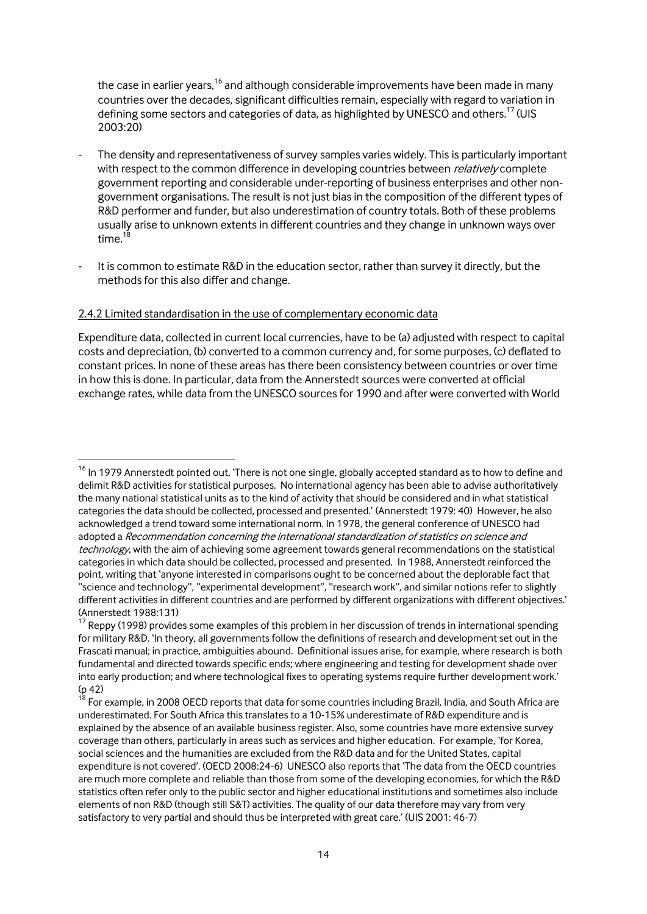the case in earlier years,[16] and although considerable improvements have been made in many countries over the decades, significant difficulties remain, especially with regard to variation in defining some sectors and categories of data, as highlighted by UNESCO and others.[17] (UIS 2003:20)

- The density and representativeness of survey samples varies widely. This is particularly important with respect to the common difference in developing countries between *relatively* complete government reporting and considerable under-reporting of business enterprises and other non-government organisations. The result is not just bias in the composition of the different types of R&D performer and funder, but also underestimation of country totals. Both of these problems usually arise to unknown extents in different countries and they change in unknown ways over time.[18]
- It is common to estimate R&D in the education sector, rather than survey it directly, but the methods for this also differ and change.

2.4.2 Limited standardisation in the use of complementary economic data

Expenditure data, collected in current local currencies, have to be (a) adjusted with respect to capital costs and depreciation, (b) converted to a common currency and, for some purposes, (c) deflated to constant prices. In none of these areas has there been consistency between countries or over time in how this is done. In particular, data from the Annerstedt sources were converted at official exchange rates, while data from the UNESCO sources for 1990 and after were converted with World

---

[16] In 1979 Annerstedt pointed out, 'There is not one single, globally accepted standard as to how to define and delimit R&D activities for statistical purposes. No international agency has been able to advise authoritatively the many national statistical units as to the kind of activity that should be considered and in what statistical categories the data should be collected, processed and presented.' (Annerstedt 1979: 40) However, he also acknowledged a trend toward some international norm. In 1978, the general conference of UNESCO had adopted a *Recommendation concerning the international standardization of statistics on science and technology*, with the aim of achieving some agreement towards general recommendations on the statistical categories in which data should be collected, processed and presented. In 1988, Annerstedt reinforced the point, writing that 'anyone interested in comparisons ought to be concerned about the deplorable fact that "science and technology", "experimental development", "research work", and similar notions refer to slightly different activities in different countries and are performed by different organizations with different objectives.' (Annerstedt 1988:131)

[17] Reppy (1998) provides some examples of this problem in her discussion of trends in international spending for military R&D. 'In theory, all governments follow the definitions of research and development set out in the Frascati manual; in practice, ambiguities abound. Definitional issues arise, for example, where research is both fundamental and directed towards specific ends; where engineering and testing for development shade over into early production; and where technological fixes to operating systems require further development work.' (p 42)

[18] For example, in 2008 OECD reports that data for some countries including Brazil, India, and South Africa are underestimated. For South Africa this translates to a 10-15% underestimate of R&D expenditure and is explained by the absence of an available business register. Also, some countries have more extensive survey coverage than others, particularly in areas such as services and higher education. For example, 'for Korea, social sciences and the humanities are excluded from the R&D data and for the United States, capital expenditure is not covered'. (OECD 2008:24-6) UNESCO also reports that 'The data from the OECD countries are much more complete and reliable than those from some of the developing economies, for which the R&D statistics often refer only to the public sector and higher educational institutions and sometimes also include elements of non R&D (though still S&T) activities. The quality of our data therefore may vary from very satisfactory to very partial and should thus be interpreted with great care.' (UIS 2001: 46-7)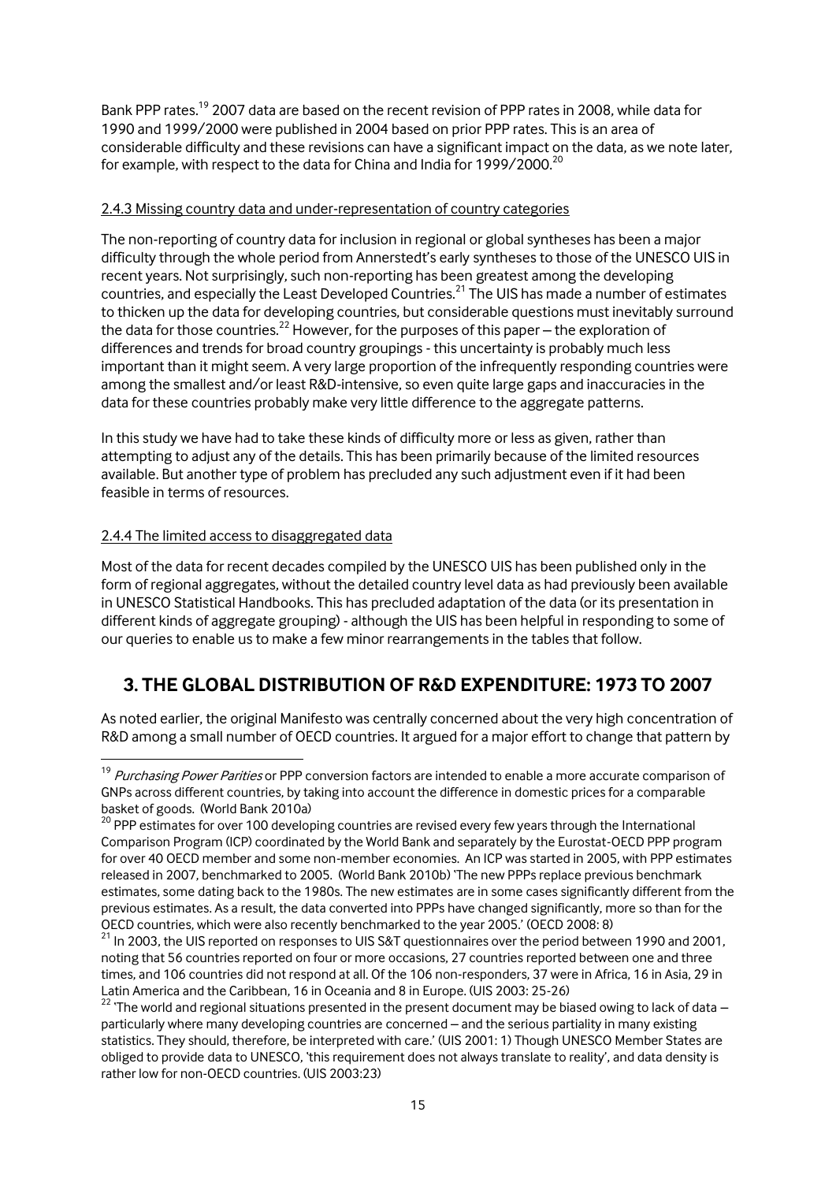Bank PPP rates.[19] 2007 data are based on the recent revision of PPP rates in 2008, while data for 1990 and 1999/2000 were published in 2004 based on prior PPP rates. This is an area of considerable difficulty and these revisions can have a significant impact on the data, as we note later, for example, with respect to the data for China and India for 1999/2000.[20]

2.4.3 Missing country data and under-representation of country categories

The non-reporting of country data for inclusion in regional or global syntheses has been a major difficulty through the whole period from Annerstedt's early syntheses to those of the UNESCO UIS in recent years. Not surprisingly, such non-reporting has been greatest among the developing countries, and especially the Least Developed Countries.[21] The UIS has made a number of estimates to thicken up the data for developing countries, but considerable questions must inevitably surround the data for those countries.[22] However, for the purposes of this paper – the exploration of differences and trends for broad country groupings - this uncertainty is probably much less important than it might seem. A very large proportion of the infrequently responding countries were among the smallest and/or least R&D-intensive, so even quite large gaps and inaccuracies in the data for these countries probably make very little difference to the aggregate patterns.

In this study we have had to take these kinds of difficulty more or less as given, rather than attempting to adjust any of the details. This has been primarily because of the limited resources available. But another type of problem has precluded any such adjustment even if it had been feasible in terms of resources.

2.4.4 The limited access to disaggregated data

Most of the data for recent decades compiled by the UNESCO UIS has been published only in the form of regional aggregates, without the detailed country level data as had previously been available in UNESCO Statistical Handbooks. This has precluded adaptation of the data (or its presentation in different kinds of aggregate grouping) - although the UIS has been helpful in responding to some of our queries to enable us to make a few minor rearrangements in the tables that follow.

## 3. THE GLOBAL DISTRIBUTION OF R&D EXPENDITURE: 1973 TO 2007

As noted earlier, the original Manifesto was centrally concerned about the very high concentration of R&D among a small number of OECD countries. It argued for a major effort to change that pattern by

---

[19] *Purchasing Power Parities* or PPP conversion factors are intended to enable a more accurate comparison of GNPs across different countries, by taking into account the difference in domestic prices for a comparable basket of goods. (World Bank 2010a)

[20] PPP estimates for over 100 developing countries are revised every few years through the International Comparison Program (ICP) coordinated by the World Bank and separately by the Eurostat-OECD PPP program for over 40 OECD member and some non-member economies. An ICP was started in 2005, with PPP estimates released in 2007, benchmarked to 2005. (World Bank 2010b) 'The new PPPs replace previous benchmark estimates, some dating back to the 1980s. The new estimates are in some cases significantly different from the previous estimates. As a result, the data converted into PPPs have changed significantly, more so than for the OECD countries, which were also recently benchmarked to the year 2005.' (OECD 2008: 8)

[21] In 2003, the UIS reported on responses to UIS S&T questionnaires over the period between 1990 and 2001, noting that 56 countries reported on four or more occasions, 27 countries reported between one and three times, and 106 countries did not respond at all. Of the 106 non-responders, 37 were in Africa, 16 in Asia, 29 in Latin America and the Caribbean, 16 in Oceania and 8 in Europe. (UIS 2003: 25-26)

[22] 'The world and regional situations presented in the present document may be biased owing to lack of data – particularly where many developing countries are concerned – and the serious partiality in many existing statistics. They should, therefore, be interpreted with care.' (UIS 2001: 1) Though UNESCO Member States are obliged to provide data to UNESCO, 'this requirement does not always translate to reality', and data density is rather low for non-OECD countries. (UIS 2003:23)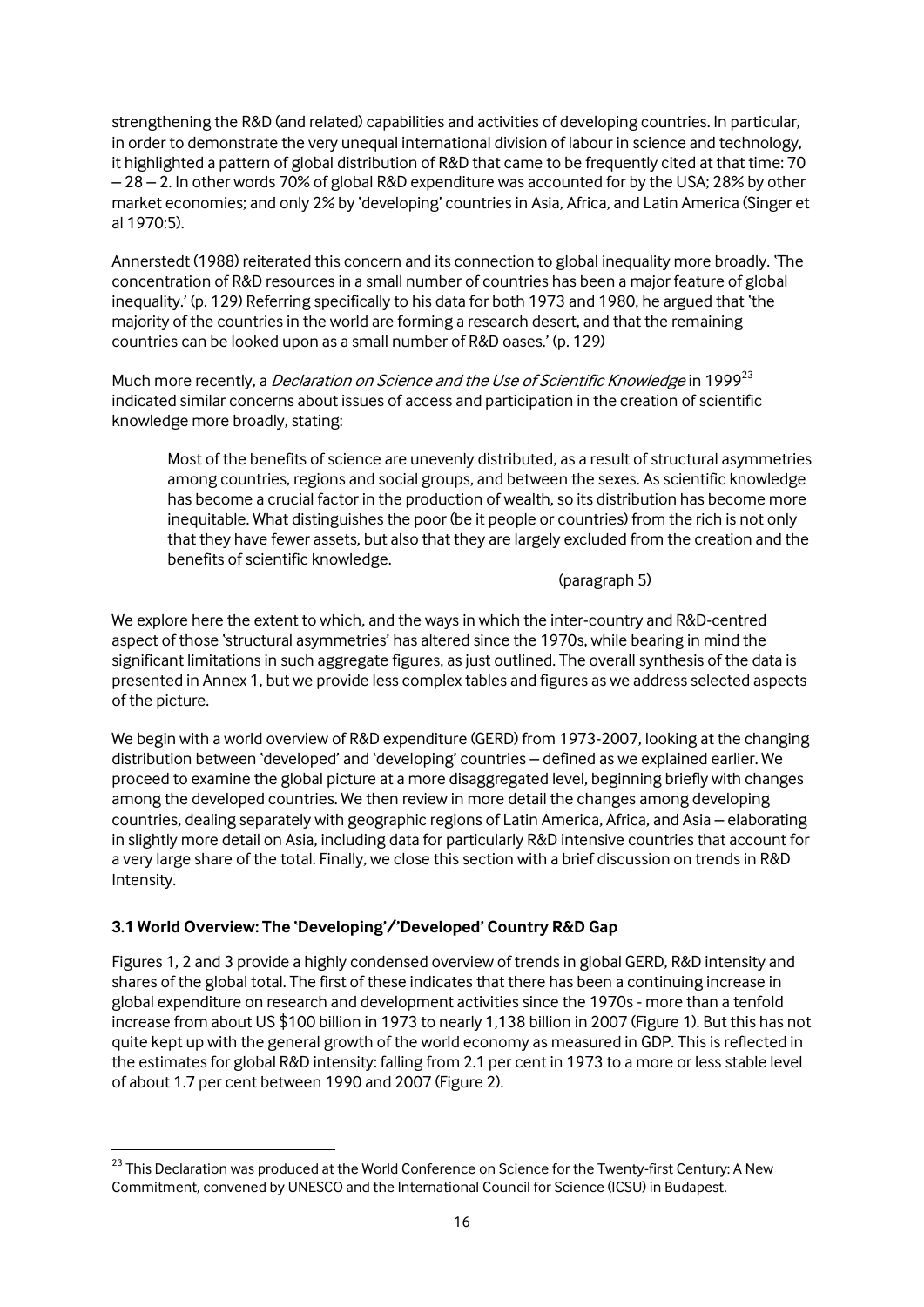strengthening the R&D (and related) capabilities and activities of developing countries. In particular, in order to demonstrate the very unequal international division of labour in science and technology, it highlighted a pattern of global distribution of R&D that came to be frequently cited at that time: 70 – 28 – 2. In other words 70% of global R&D expenditure was accounted for by the USA; 28% by other market economies; and only 2% by 'developing' countries in Asia, Africa, and Latin America (Singer et al 1970:5).

Annerstedt (1988) reiterated this concern and its connection to global inequality more broadly. 'The concentration of R&D resources in a small number of countries has been a major feature of global inequality.' (p. 129) Referring specifically to his data for both 1973 and 1980, he argued that 'the majority of the countries in the world are forming a research desert, and that the remaining countries can be looked upon as a small number of R&D oases.' (p. 129)

Much more recently, a *Declaration on Science and the Use of Scientific Knowledge* in 1999[23] indicated similar concerns about issues of access and participation in the creation of scientific knowledge more broadly, stating:

> Most of the benefits of science are unevenly distributed, as a result of structural asymmetries among countries, regions and social groups, and between the sexes. As scientific knowledge has become a crucial factor in the production of wealth, so its distribution has become more inequitable. What distinguishes the poor (be it people or countries) from the rich is not only that they have fewer assets, but also that they are largely excluded from the creation and the benefits of scientific knowledge.
>
> (paragraph 5)

We explore here the extent to which, and the ways in which the inter-country and R&D-centred aspect of those 'structural asymmetries' has altered since the 1970s, while bearing in mind the significant limitations in such aggregate figures, as just outlined. The overall synthesis of the data is presented in Annex 1, but we provide less complex tables and figures as we address selected aspects of the picture.

We begin with a world overview of R&D expenditure (GERD) from 1973-2007, looking at the changing distribution between 'developed' and 'developing' countries – defined as we explained earlier. We proceed to examine the global picture at a more disaggregated level, beginning briefly with changes among the developed countries. We then review in more detail the changes among developing countries, dealing separately with geographic regions of Latin America, Africa, and Asia – elaborating in slightly more detail on Asia, including data for particularly R&D intensive countries that account for a very large share of the total. Finally, we close this section with a brief discussion on trends in R&D Intensity.

### 3.1 World Overview: The 'Developing'/'Developed' Country R&D Gap

Figures 1, 2 and 3 provide a highly condensed overview of trends in global GERD, R&D intensity and shares of the global total. The first of these indicates that there has been a continuing increase in global expenditure on research and development activities since the 1970s - more than a tenfold increase from about US $100 billion in 1973 to nearly 1,138 billion in 2007 (Figure 1). But this has not quite kept up with the general growth of the world economy as measured in GDP. This is reflected in the estimates for global R&D intensity: falling from 2.1 per cent in 1973 to a more or less stable level of about 1.7 per cent between 1990 and 2007 (Figure 2).

[23] This Declaration was produced at the World Conference on Science for the Twenty-first Century: A New Commitment, convened by UNESCO and the International Council for Science (ICSU) in Budapest.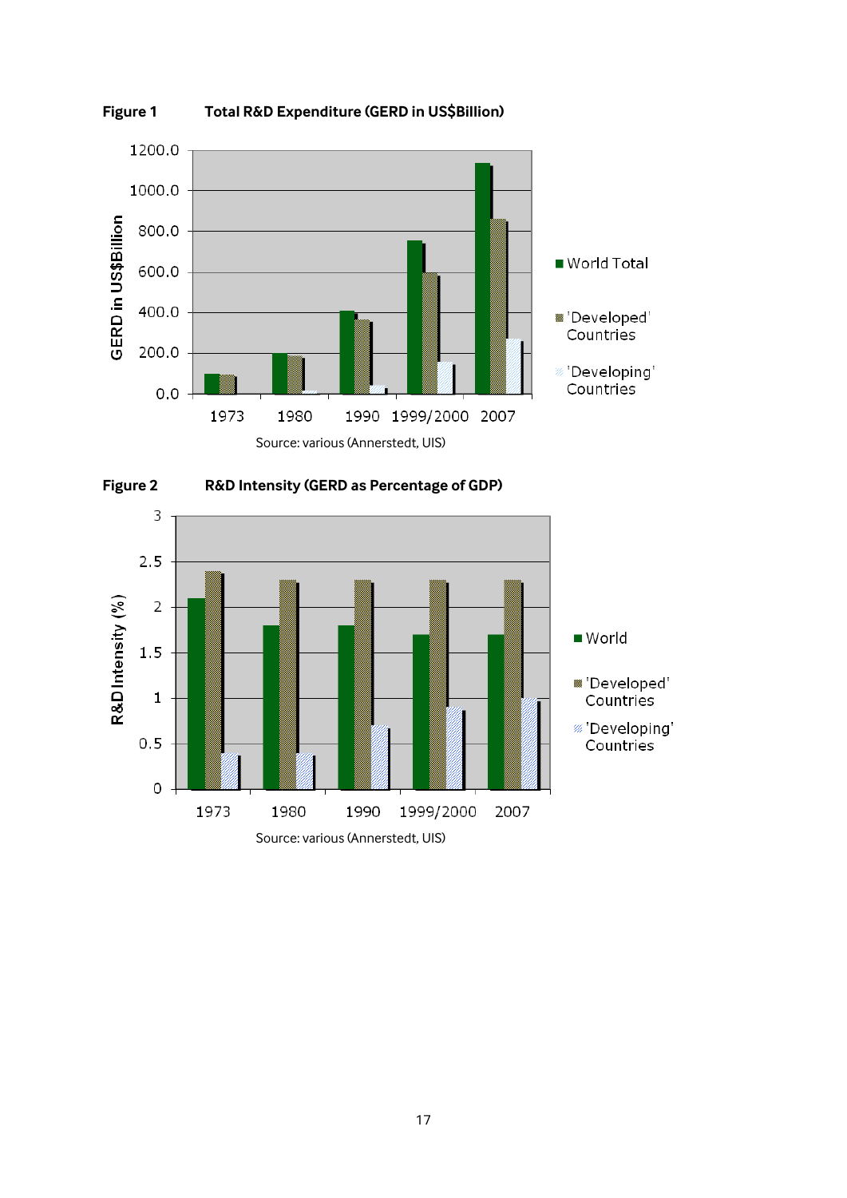**Figure 1** **Total R&D Expenditure (GERD in US$Billion)**

Source: various (Annerstedt, UIS)

**Figure 2** **R&D Intensity (GERD as Percentage of GDP)**

Source: various (Annerstedt, UIS)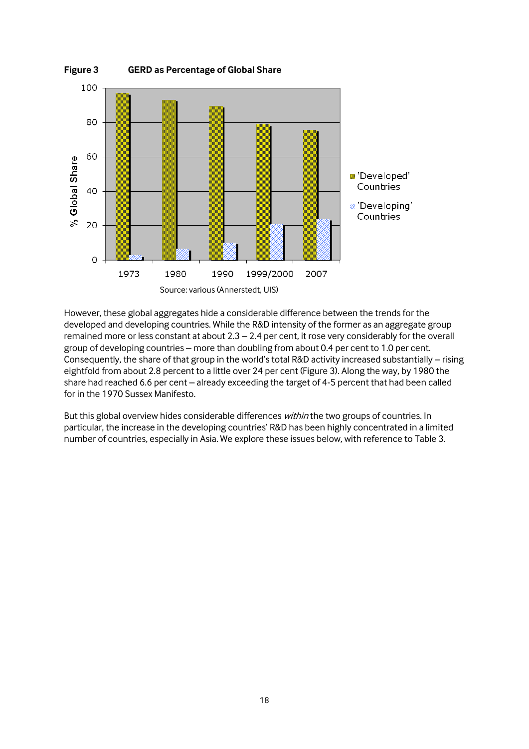**Figure 3 GERD as Percentage of Global Share**

Source: various (Annerstedt, UIS)

However, these global aggregates hide a considerable difference between the trends for the developed and developing countries. While the R&D intensity of the former as an aggregate group remained more or less constant at about 2.3 – 2.4 per cent, it rose very considerably for the overall group of developing countries – more than doubling from about 0.4 per cent to 1.0 per cent. Consequently, the share of that group in the world's total R&D activity increased substantially – rising eightfold from about 2.8 percent to a little over 24 per cent (Figure 3). Along the way, by 1980 the share had reached 6.6 per cent – already exceeding the target of 4-5 percent that had been called for in the 1970 Sussex Manifesto.

But this global overview hides considerable differences *within* the two groups of countries. In particular, the increase in the developing countries' R&D has been highly concentrated in a limited number of countries, especially in Asia. We explore these issues below, with reference to Table 3.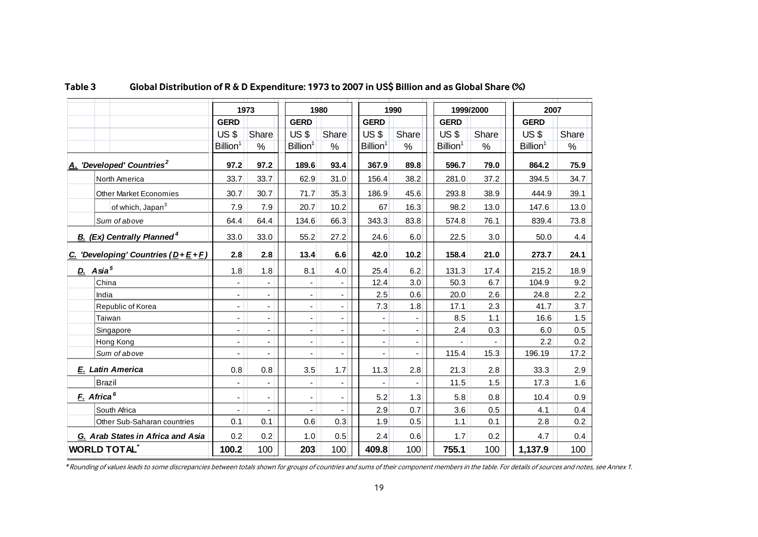**Table 3 Global Distribution of R & D Expenditure: 1973 to 2007 in US$ Billion and as Global Share (%)**

| | 1973 | | 1980 | | 1990 | | 1999/2000 | | 2007 | |
|---|---|---|---|---|---|---|---|---|---|---|
| | GERD | | GERD | | GERD | | GERD | | GERD | |
| | US $ Billion[1] | Share % | US $ Billion[1] | Share % | US $ Billion[1] | Share % | US $ Billion[1] | Share % | US $ Billion[1] | Share % |
| ***A. 'Developed' Countries[2]*** | **97.2** | **97.2** | **189.6** | **93.4** | **367.9** | **89.8** | **596.7** | **79.0** | **864.2** | **75.9** |
| North America | 33.7 | 33.7 | 62.9 | 31.0 | 156.4 | 38.2 | 281.0 | 37.2 | 394.5 | 34.7 |
| Other Market Economies | 30.7 | 30.7 | 71.7 | 35.3 | 186.9 | 45.6 | 293.8 | 38.9 | 444.9 | 39.1 |
| of which, Japan[3] | 7.9 | 7.9 | 20.7 | 10.2 | 67 | 16.3 | 98.2 | 13.0 | 147.6 | 13.0 |
| *Sum of above* | 64.4 | 64.4 | 134.6 | 66.3 | 343.3 | 83.8 | 574.8 | 76.1 | 839.4 | 73.8 |
| ***B. (Ex) Centrally Planned[4]*** | 33.0 | 33.0 | 55.2 | 27.2 | 24.6 | 6.0 | 22.5 | 3.0 | 50.0 | 4.4 |
| ***C. 'Developing' Countries (D+E+F)*** | **2.8** | **2.8** | **13.4** | **6.6** | **42.0** | **10.2** | **158.4** | **21.0** | **273.7** | **24.1** |
| ***D. Asia[5]*** | 1.8 | 1.8 | 8.1 | 4.0 | 25.4 | 6.2 | 131.3 | 17.4 | 215.2 | 18.9 |
| China | - | - | - | - | 12.4 | 3.0 | 50.3 | 6.7 | 104.9 | 9.2 |
| India | - | - | - | - | 2.5 | 0.6 | 20.0 | 2.6 | 24.8 | 2.2 |
| Republic of Korea | - | - | - | - | 7.3 | 1.8 | 17.1 | 2.3 | 41.7 | 3.7 |
| Taiwan | - | - | - | - | - | - | 8.5 | 1.1 | 16.6 | 1.5 |
| Singapore | - | - | - | - | - | - | 2.4 | 0.3 | 6.0 | 0.5 |
| Hong Kong | - | - | - | - | - | - | - | - | 2.2 | 0.2 |
| *Sum of above* | - | - | - | - | - | - | 115.4 | 15.3 | 196.19 | 17.2 |
| ***E. Latin America*** | 0.8 | 0.8 | 3.5 | 1.7 | 11.3 | 2.8 | 21.3 | 2.8 | 33.3 | 2.9 |
| Brazil | - | - | - | - | - | - | 11.5 | 1.5 | 17.3 | 1.6 |
| ***F. Africa[6]*** | - | - | - | - | 5.2 | 1.3 | 5.8 | 0.8 | 10.4 | 0.9 |
| South Africa | - | - | - | - | 2.9 | 0.7 | 3.6 | 0.5 | 4.1 | 0.4 |
| Other Sub-Saharan countries | 0.1 | 0.1 | 0.6 | 0.3 | 1.9 | 0.5 | 1.1 | 0.1 | 2.8 | 0.2 |
| ***G. Arab States in Africa and Asia*** | 0.2 | 0.2 | 1.0 | 0.5 | 2.4 | 0.6 | 1.7 | 0.2 | 4.7 | 0.4 |
| **WORLD TOTAL*** | **100.2** | 100 | **203** | 100 | **409.8** | 100 | **755.1** | 100 | **1,137.9** | 100 |

*\* Rounding of values leads to some discrepancies between totals shown for groups of countries and sums of their component members in the table. For details of sources and notes, see Annex 1.*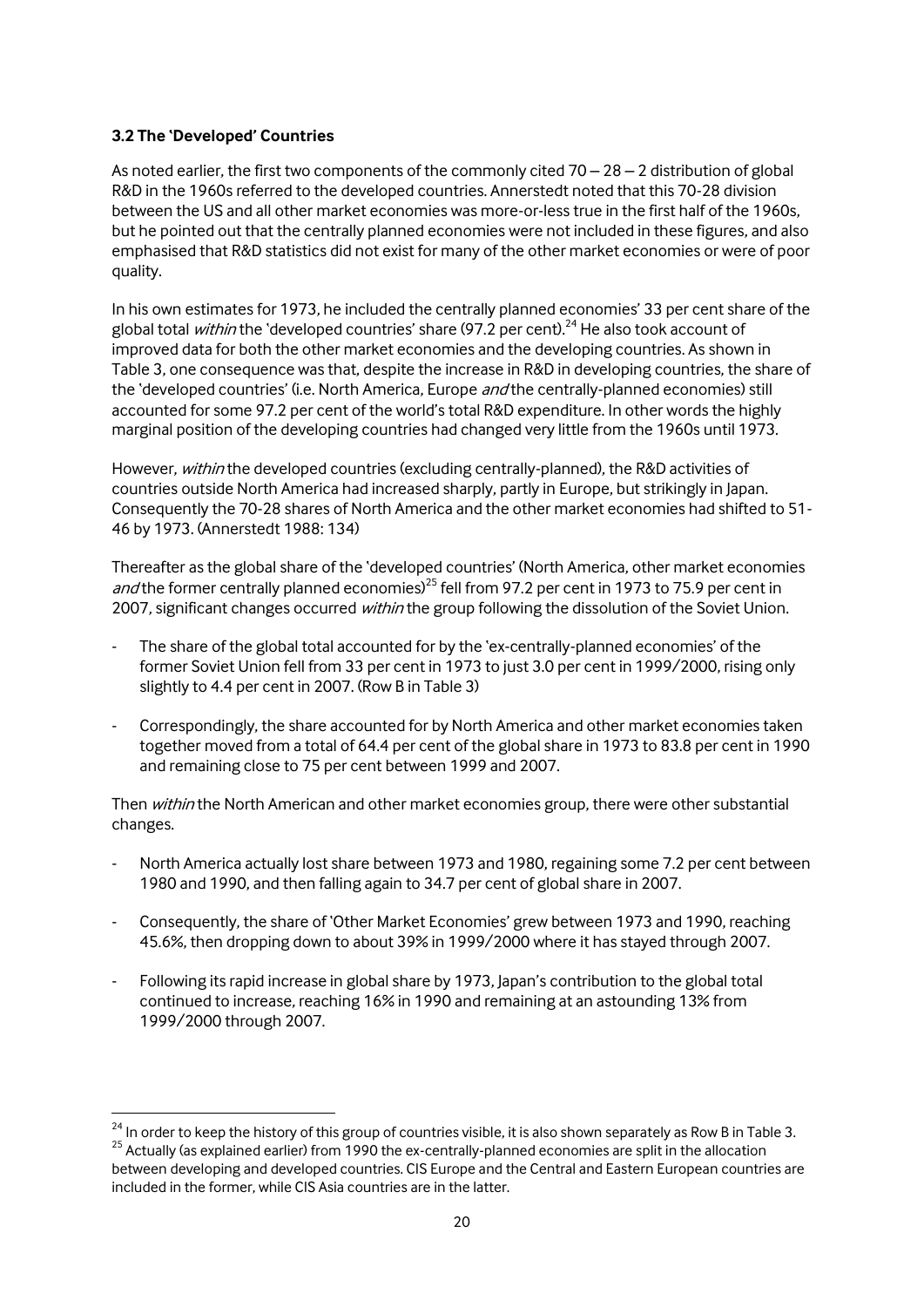### 3.2 The 'Developed' Countries

As noted earlier, the first two components of the commonly cited 70 – 28 – 2 distribution of global R&D in the 1960s referred to the developed countries. Annerstedt noted that this 70-28 division between the US and all other market economies was more-or-less true in the first half of the 1960s, but he pointed out that the centrally planned economies were not included in these figures, and also emphasised that R&D statistics did not exist for many of the other market economies or were of poor quality.

In his own estimates for 1973, he included the centrally planned economies' 33 per cent share of the global total *within* the 'developed countries' share (97.2 per cent).[24] He also took account of improved data for both the other market economies and the developing countries. As shown in Table 3, one consequence was that, despite the increase in R&D in developing countries, the share of the 'developed countries' (i.e. North America, Europe *and* the centrally-planned economies) still accounted for some 97.2 per cent of the world's total R&D expenditure. In other words the highly marginal position of the developing countries had changed very little from the 1960s until 1973.

However, *within* the developed countries (excluding centrally-planned), the R&D activities of countries outside North America had increased sharply, partly in Europe, but strikingly in Japan. Consequently the 70-28 shares of North America and the other market economies had shifted to 51-46 by 1973. (Annerstedt 1988: 134)

Thereafter as the global share of the 'developed countries' (North America, other market economies *and* the former centrally planned economies)[25] fell from 97.2 per cent in 1973 to 75.9 per cent in 2007, significant changes occurred *within* the group following the dissolution of the Soviet Union.

- The share of the global total accounted for by the 'ex-centrally-planned economies' of the former Soviet Union fell from 33 per cent in 1973 to just 3.0 per cent in 1999/2000, rising only slightly to 4.4 per cent in 2007. (Row B in Table 3)
- Correspondingly, the share accounted for by North America and other market economies taken together moved from a total of 64.4 per cent of the global share in 1973 to 83.8 per cent in 1990 and remaining close to 75 per cent between 1999 and 2007.

Then *within* the North American and other market economies group, there were other substantial changes.

- North America actually lost share between 1973 and 1980, regaining some 7.2 per cent between 1980 and 1990, and then falling again to 34.7 per cent of global share in 2007.
- Consequently, the share of 'Other Market Economies' grew between 1973 and 1990, reaching 45.6%, then dropping down to about 39% in 1999/2000 where it has stayed through 2007.
- Following its rapid increase in global share by 1973, Japan's contribution to the global total continued to increase, reaching 16% in 1990 and remaining at an astounding 13% from 1999/2000 through 2007.

---

[24] In order to keep the history of this group of countries visible, it is also shown separately as Row B in Table 3.

[25] Actually (as explained earlier) from 1990 the ex-centrally-planned economies are split in the allocation between developing and developed countries. CIS Europe and the Central and Eastern European countries are included in the former, while CIS Asia countries are in the latter.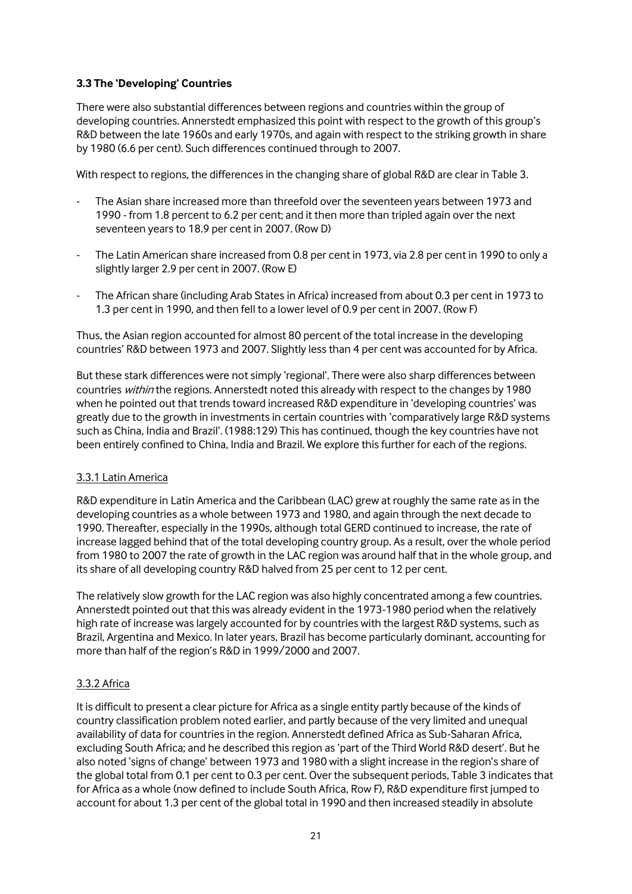### 3.3 The 'Developing' Countries

There were also substantial differences between regions and countries within the group of developing countries. Annerstedt emphasized this point with respect to the growth of this group's R&D between the late 1960s and early 1970s, and again with respect to the striking growth in share by 1980 (6.6 per cent). Such differences continued through to 2007.

With respect to regions, the differences in the changing share of global R&D are clear in Table 3.

- The Asian share increased more than threefold over the seventeen years between 1973 and 1990 - from 1.8 percent to 6.2 per cent; and it then more than tripled again over the next seventeen years to 18.9 per cent in 2007. (Row D)
- The Latin American share increased from 0.8 per cent in 1973, via 2.8 per cent in 1990 to only a slightly larger 2.9 per cent in 2007. (Row E)
- The African share (including Arab States in Africa) increased from about 0.3 per cent in 1973 to 1.3 per cent in 1990, and then fell to a lower level of 0.9 per cent in 2007. (Row F)

Thus, the Asian region accounted for almost 80 percent of the total increase in the developing countries' R&D between 1973 and 2007. Slightly less than 4 per cent was accounted for by Africa.

But these stark differences were not simply 'regional'. There were also sharp differences between countries *within* the regions. Annerstedt noted this already with respect to the changes by 1980 when he pointed out that trends toward increased R&D expenditure in 'developing countries' was greatly due to the growth in investments in certain countries with 'comparatively large R&D systems such as China, India and Brazil'. (1988:129) This has continued, though the key countries have not been entirely confined to China, India and Brazil. We explore this further for each of the regions.

#### 3.3.1 Latin America

R&D expenditure in Latin America and the Caribbean (LAC) grew at roughly the same rate as in the developing countries as a whole between 1973 and 1980, and again through the next decade to 1990. Thereafter, especially in the 1990s, although total GERD continued to increase, the rate of increase lagged behind that of the total developing country group. As a result, over the whole period from 1980 to 2007 the rate of growth in the LAC region was around half that in the whole group, and its share of all developing country R&D halved from 25 per cent to 12 per cent.

The relatively slow growth for the LAC region was also highly concentrated among a few countries. Annerstedt pointed out that this was already evident in the 1973-1980 period when the relatively high rate of increase was largely accounted for by countries with the largest R&D systems, such as Brazil, Argentina and Mexico. In later years, Brazil has become particularly dominant, accounting for more than half of the region's R&D in 1999/2000 and 2007.

#### 3.3.2 Africa

It is difficult to present a clear picture for Africa as a single entity partly because of the kinds of country classification problem noted earlier, and partly because of the very limited and unequal availability of data for countries in the region. Annerstedt defined Africa as Sub-Saharan Africa, excluding South Africa; and he described this region as 'part of the Third World R&D desert'. But he also noted 'signs of change' between 1973 and 1980 with a slight increase in the region's share of the global total from 0.1 per cent to 0.3 per cent. Over the subsequent periods, Table 3 indicates that for Africa as a whole (now defined to include South Africa, Row F), R&D expenditure first jumped to account for about 1.3 per cent of the global total in 1990 and then increased steadily in absolute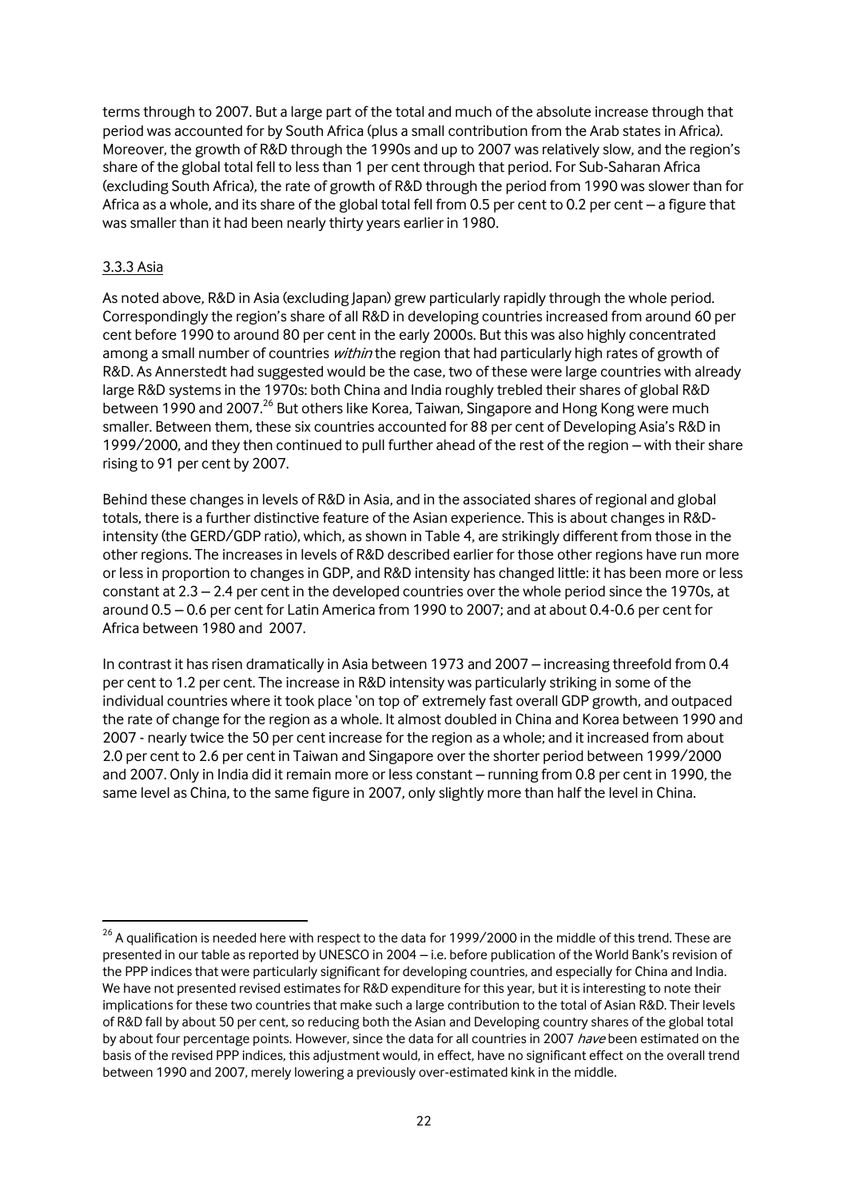terms through to 2007. But a large part of the total and much of the absolute increase through that period was accounted for by South Africa (plus a small contribution from the Arab states in Africa). Moreover, the growth of R&D through the 1990s and up to 2007 was relatively slow, and the region's share of the global total fell to less than 1 per cent through that period. For Sub-Saharan Africa (excluding South Africa), the rate of growth of R&D through the period from 1990 was slower than for Africa as a whole, and its share of the global total fell from 0.5 per cent to 0.2 per cent – a figure that was smaller than it had been nearly thirty years earlier in 1980.

### 3.3.3 Asia

As noted above, R&D in Asia (excluding Japan) grew particularly rapidly through the whole period. Correspondingly the region's share of all R&D in developing countries increased from around 60 per cent before 1990 to around 80 per cent in the early 2000s. But this was also highly concentrated among a small number of countries *within* the region that had particularly high rates of growth of R&D. As Annerstedt had suggested would be the case, two of these were large countries with already large R&D systems in the 1970s: both China and India roughly trebled their shares of global R&D between 1990 and 2007.[26] But others like Korea, Taiwan, Singapore and Hong Kong were much smaller. Between them, these six countries accounted for 88 per cent of Developing Asia's R&D in 1999/2000, and they then continued to pull further ahead of the rest of the region – with their share rising to 91 per cent by 2007.

Behind these changes in levels of R&D in Asia, and in the associated shares of regional and global totals, there is a further distinctive feature of the Asian experience. This is about changes in R&D-intensity (the GERD/GDP ratio), which, as shown in Table 4, are strikingly different from those in the other regions. The increases in levels of R&D described earlier for those other regions have run more or less in proportion to changes in GDP, and R&D intensity has changed little: it has been more or less constant at 2.3 – 2.4 per cent in the developed countries over the whole period since the 1970s, at around 0.5 – 0.6 per cent for Latin America from 1990 to 2007; and at about 0.4-0.6 per cent for Africa between 1980 and 2007.

In contrast it has risen dramatically in Asia between 1973 and 2007 – increasing threefold from 0.4 per cent to 1.2 per cent. The increase in R&D intensity was particularly striking in some of the individual countries where it took place 'on top of' extremely fast overall GDP growth, and outpaced the rate of change for the region as a whole. It almost doubled in China and Korea between 1990 and 2007 - nearly twice the 50 per cent increase for the region as a whole; and it increased from about 2.0 per cent to 2.6 per cent in Taiwan and Singapore over the shorter period between 1999/2000 and 2007. Only in India did it remain more or less constant – running from 0.8 per cent in 1990, the same level as China, to the same figure in 2007, only slightly more than half the level in China.

---

[26] A qualification is needed here with respect to the data for 1999/2000 in the middle of this trend. These are presented in our table as reported by UNESCO in 2004 – i.e. before publication of the World Bank's revision of the PPP indices that were particularly significant for developing countries, and especially for China and India. We have not presented revised estimates for R&D expenditure for this year, but it is interesting to note their implications for these two countries that make such a large contribution to the total of Asian R&D. Their levels of R&D fall by about 50 per cent, so reducing both the Asian and Developing country shares of the global total by about four percentage points. However, since the data for all countries in 2007 *have* been estimated on the basis of the revised PPP indices, this adjustment would, in effect, have no significant effect on the overall trend between 1990 and 2007, merely lowering a previously over-estimated kink in the middle.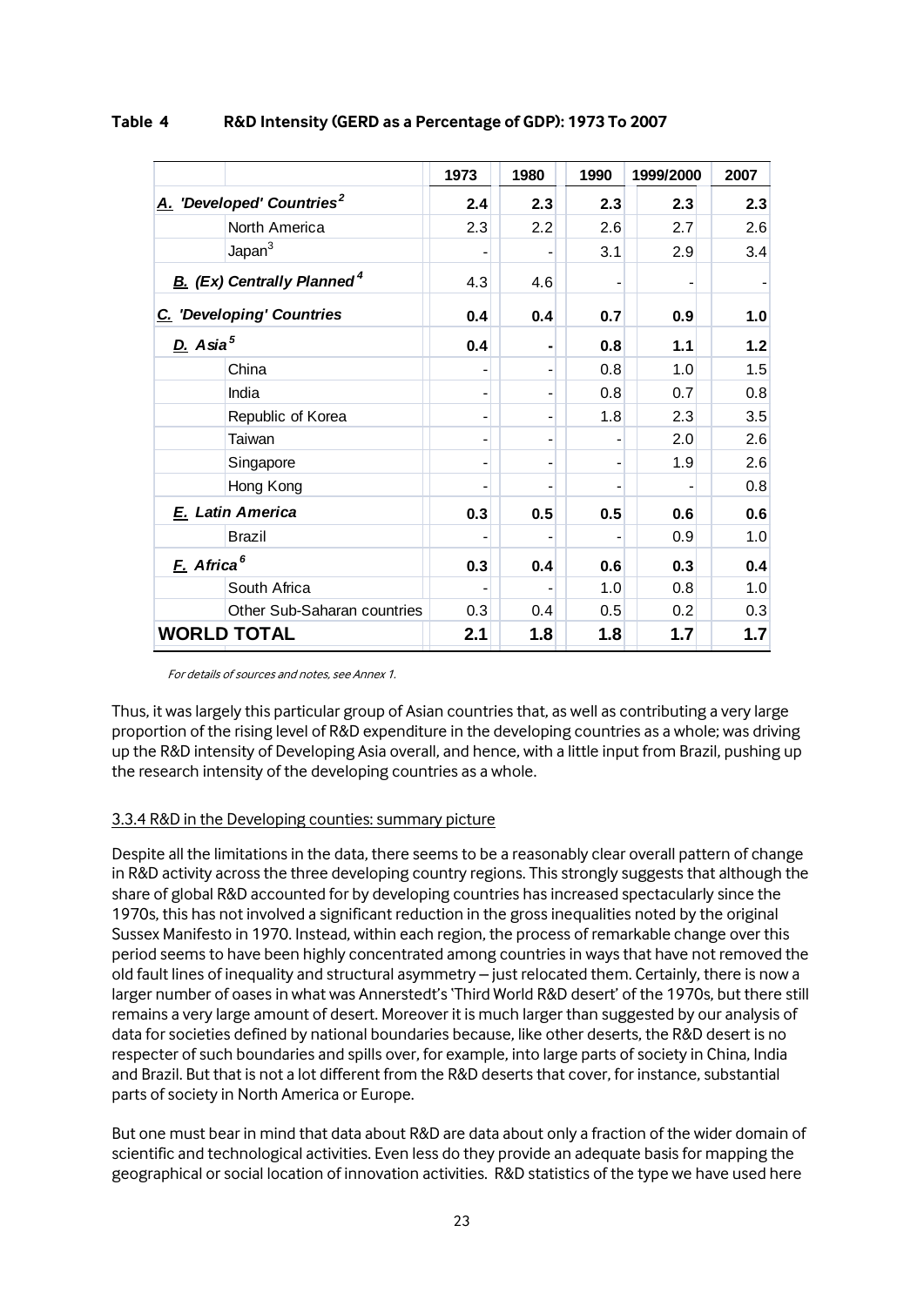**Table 4 R&D Intensity (GERD as a Percentage of GDP): 1973 To 2007**

| | | 1973 | 1980 | 1990 | 1999/2000 | 2007 |
|---|---|---|---|---|---|---|
| ***A. 'Developed' Countries***[2] | | **2.4** | **2.3** | **2.3** | **2.3** | **2.3** |
| | North America | 2.3 | 2.2 | 2.6 | 2.7 | 2.6 |
| | Japan[3] | - | - | 3.1 | 2.9 | 3.4 |
| ***B. (Ex) Centrally Planned***[4] | | 4.3 | 4.6 | - | - | - |
| ***C. 'Developing' Countries*** | | **0.4** | **0.4** | **0.7** | **0.9** | **1.0** |
| ***D. Asia***[5] | | **0.4** | **-** | **0.8** | **1.1** | **1.2** |
| | China | - | - | 0.8 | 1.0 | 1.5 |
| | India | - | - | 0.8 | 0.7 | 0.8 |
| | Republic of Korea | - | - | 1.8 | 2.3 | 3.5 |
| | Taiwan | - | - | - | 2.0 | 2.6 |
| | Singapore | - | - | - | 1.9 | 2.6 |
| | Hong Kong | - | - | - | - | 0.8 |
| ***E. Latin America*** | | **0.3** | **0.5** | **0.5** | **0.6** | **0.6** |
| | Brazil | - | - | - | 0.9 | 1.0 |
| ***F. Africa***[6] | | **0.3** | **0.4** | **0.6** | **0.3** | **0.4** |
| | South Africa | - | - | 1.0 | 0.8 | 1.0 |
| | Other Sub-Saharan countries | 0.3 | 0.4 | 0.5 | 0.2 | 0.3 |
| **WORLD TOTAL** | | **2.1** | **1.8** | **1.8** | **1.7** | **1.7** |

*For details of sources and notes, see Annex 1.*

Thus, it was largely this particular group of Asian countries that, as well as contributing a very large proportion of the rising level of R&D expenditure in the developing countries as a whole; was driving up the R&D intensity of Developing Asia overall, and hence, with a little input from Brazil, pushing up the research intensity of the developing countries as a whole.

### 3.3.4 R&D in the Developing counties: summary picture

Despite all the limitations in the data, there seems to be a reasonably clear overall pattern of change in R&D activity across the three developing country regions. This strongly suggests that although the share of global R&D accounted for by developing countries has increased spectacularly since the 1970s, this has not involved a significant reduction in the gross inequalities noted by the original Sussex Manifesto in 1970. Instead, within each region, the process of remarkable change over this period seems to have been highly concentrated among countries in ways that have not removed the old fault lines of inequality and structural asymmetry – just relocated them. Certainly, there is now a larger number of oases in what was Annerstedt's 'Third World R&D desert' of the 1970s, but there still remains a very large amount of desert. Moreover it is much larger than suggested by our analysis of data for societies defined by national boundaries because, like other deserts, the R&D desert is no respecter of such boundaries and spills over, for example, into large parts of society in China, India and Brazil. But that is not a lot different from the R&D deserts that cover, for instance, substantial parts of society in North America or Europe.

But one must bear in mind that data about R&D are data about only a fraction of the wider domain of scientific and technological activities. Even less do they provide an adequate basis for mapping the geographical or social location of innovation activities. R&D statistics of the type we have used here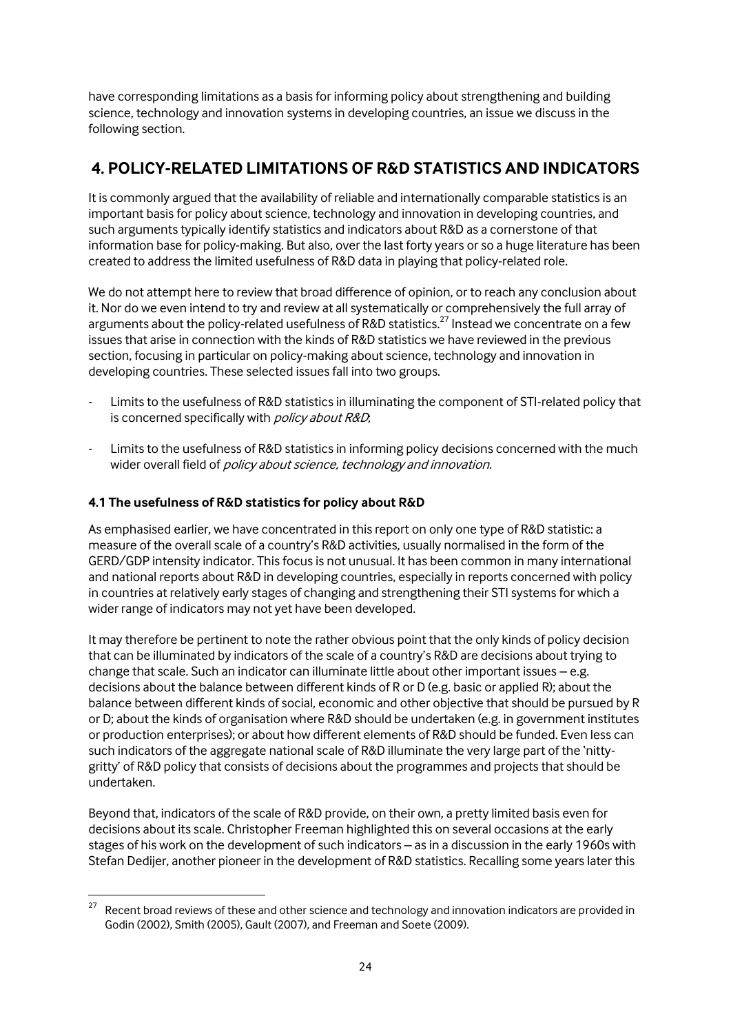have corresponding limitations as a basis for informing policy about strengthening and building science, technology and innovation systems in developing countries, an issue we discuss in the following section.

# 4. POLICY-RELATED LIMITATIONS OF R&D STATISTICS AND INDICATORS

It is commonly argued that the availability of reliable and internationally comparable statistics is an important basis for policy about science, technology and innovation in developing countries, and such arguments typically identify statistics and indicators about R&D as a cornerstone of that information base for policy-making. But also, over the last forty years or so a huge literature has been created to address the limited usefulness of R&D data in playing that policy-related role.

We do not attempt here to review that broad difference of opinion, or to reach any conclusion about it. Nor do we even intend to try and review at all systematically or comprehensively the full array of arguments about the policy-related usefulness of R&D statistics.[27] Instead we concentrate on a few issues that arise in connection with the kinds of R&D statistics we have reviewed in the previous section, focusing in particular on policy-making about science, technology and innovation in developing countries. These selected issues fall into two groups.

- Limits to the usefulness of R&D statistics in illuminating the component of STI-related policy that is concerned specifically with *policy about R&D*;
- Limits to the usefulness of R&D statistics in informing policy decisions concerned with the much wider overall field of *policy about science, technology and innovation*.

### 4.1 The usefulness of R&D statistics for policy about R&D

As emphasised earlier, we have concentrated in this report on only one type of R&D statistic: a measure of the overall scale of a country's R&D activities, usually normalised in the form of the GERD/GDP intensity indicator. This focus is not unusual. It has been common in many international and national reports about R&D in developing countries, especially in reports concerned with policy in countries at relatively early stages of changing and strengthening their STI systems for which a wider range of indicators may not yet have been developed.

It may therefore be pertinent to note the rather obvious point that the only kinds of policy decision that can be illuminated by indicators of the scale of a country's R&D are decisions about trying to change that scale. Such an indicator can illuminate little about other important issues – e.g. decisions about the balance between different kinds of R or D (e.g. basic or applied R); about the balance between different kinds of social, economic and other objective that should be pursued by R or D; about the kinds of organisation where R&D should be undertaken (e.g. in government institutes or production enterprises); or about how different elements of R&D should be funded. Even less can such indicators of the aggregate national scale of R&D illuminate the very large part of the 'nitty-gritty' of R&D policy that consists of decisions about the programmes and projects that should be undertaken.

Beyond that, indicators of the scale of R&D provide, on their own, a pretty limited basis even for decisions about its scale. Christopher Freeman highlighted this on several occasions at the early stages of his work on the development of such indicators – as in a discussion in the early 1960s with Stefan Dedijer, another pioneer in the development of R&D statistics. Recalling some years later this

[27] Recent broad reviews of these and other science and technology and innovation indicators are provided in Godin (2002), Smith (2005), Gault (2007), and Freeman and Soete (2009).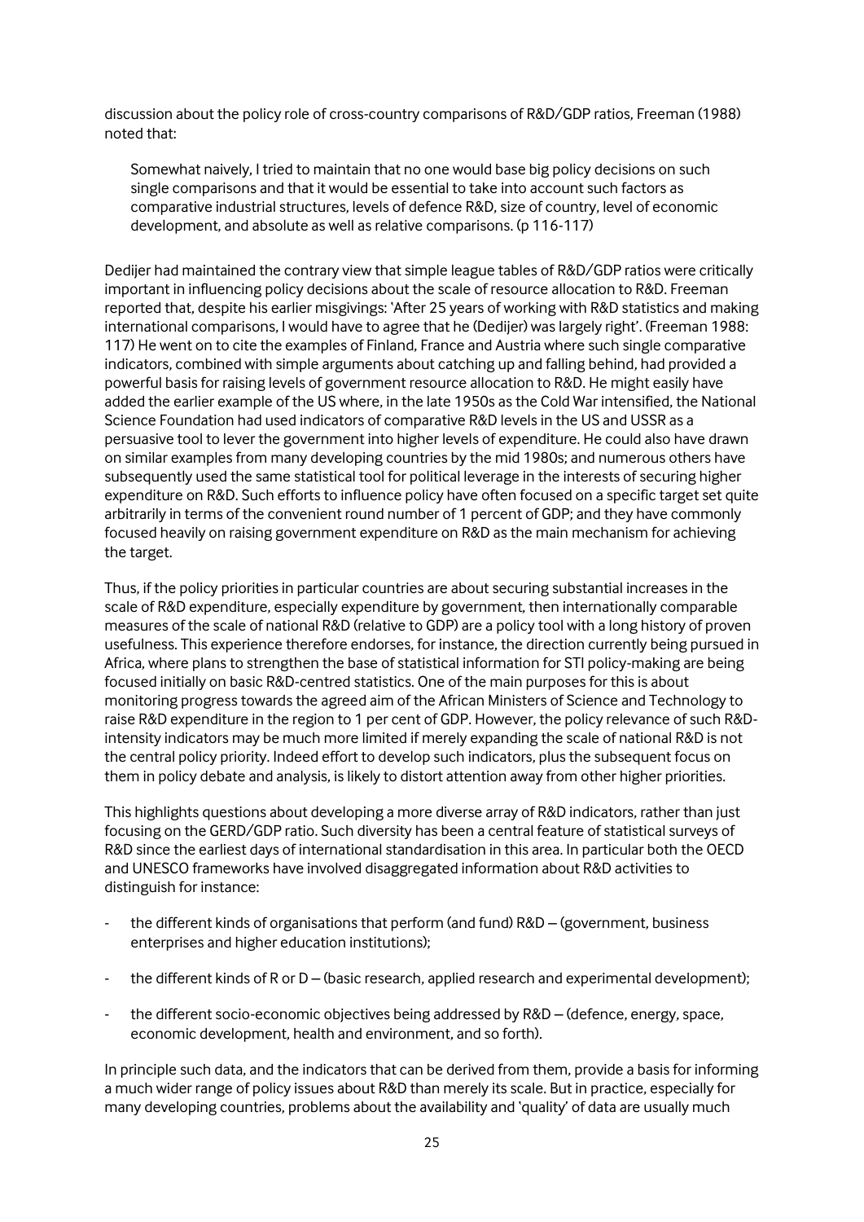discussion about the policy role of cross-country comparisons of R&D/GDP ratios, Freeman (1988) noted that:

> Somewhat naively, I tried to maintain that no one would base big policy decisions on such single comparisons and that it would be essential to take into account such factors as comparative industrial structures, levels of defence R&D, size of country, level of economic development, and absolute as well as relative comparisons. (p 116-117)

Dedijer had maintained the contrary view that simple league tables of R&D/GDP ratios were critically important in influencing policy decisions about the scale of resource allocation to R&D. Freeman reported that, despite his earlier misgivings: 'After 25 years of working with R&D statistics and making international comparisons, I would have to agree that he (Dedijer) was largely right'. (Freeman 1988: 117) He went on to cite the examples of Finland, France and Austria where such single comparative indicators, combined with simple arguments about catching up and falling behind, had provided a powerful basis for raising levels of government resource allocation to R&D. He might easily have added the earlier example of the US where, in the late 1950s as the Cold War intensified, the National Science Foundation had used indicators of comparative R&D levels in the US and USSR as a persuasive tool to lever the government into higher levels of expenditure. He could also have drawn on similar examples from many developing countries by the mid 1980s; and numerous others have subsequently used the same statistical tool for political leverage in the interests of securing higher expenditure on R&D. Such efforts to influence policy have often focused on a specific target set quite arbitrarily in terms of the convenient round number of 1 percent of GDP; and they have commonly focused heavily on raising government expenditure on R&D as the main mechanism for achieving the target.

Thus, if the policy priorities in particular countries are about securing substantial increases in the scale of R&D expenditure, especially expenditure by government, then internationally comparable measures of the scale of national R&D (relative to GDP) are a policy tool with a long history of proven usefulness. This experience therefore endorses, for instance, the direction currently being pursued in Africa, where plans to strengthen the base of statistical information for STI policy-making are being focused initially on basic R&D-centred statistics. One of the main purposes for this is about monitoring progress towards the agreed aim of the African Ministers of Science and Technology to raise R&D expenditure in the region to 1 per cent of GDP. However, the policy relevance of such R&D-intensity indicators may be much more limited if merely expanding the scale of national R&D is not the central policy priority. Indeed effort to develop such indicators, plus the subsequent focus on them in policy debate and analysis, is likely to distort attention away from other higher priorities.

This highlights questions about developing a more diverse array of R&D indicators, rather than just focusing on the GERD/GDP ratio. Such diversity has been a central feature of statistical surveys of R&D since the earliest days of international standardisation in this area. In particular both the OECD and UNESCO frameworks have involved disaggregated information about R&D activities to distinguish for instance:

- the different kinds of organisations that perform (and fund) R&D – (government, business enterprises and higher education institutions);
- the different kinds of R or D – (basic research, applied research and experimental development);
- the different socio-economic objectives being addressed by R&D – (defence, energy, space, economic development, health and environment, and so forth).

In principle such data, and the indicators that can be derived from them, provide a basis for informing a much wider range of policy issues about R&D than merely its scale. But in practice, especially for many developing countries, problems about the availability and 'quality' of data are usually much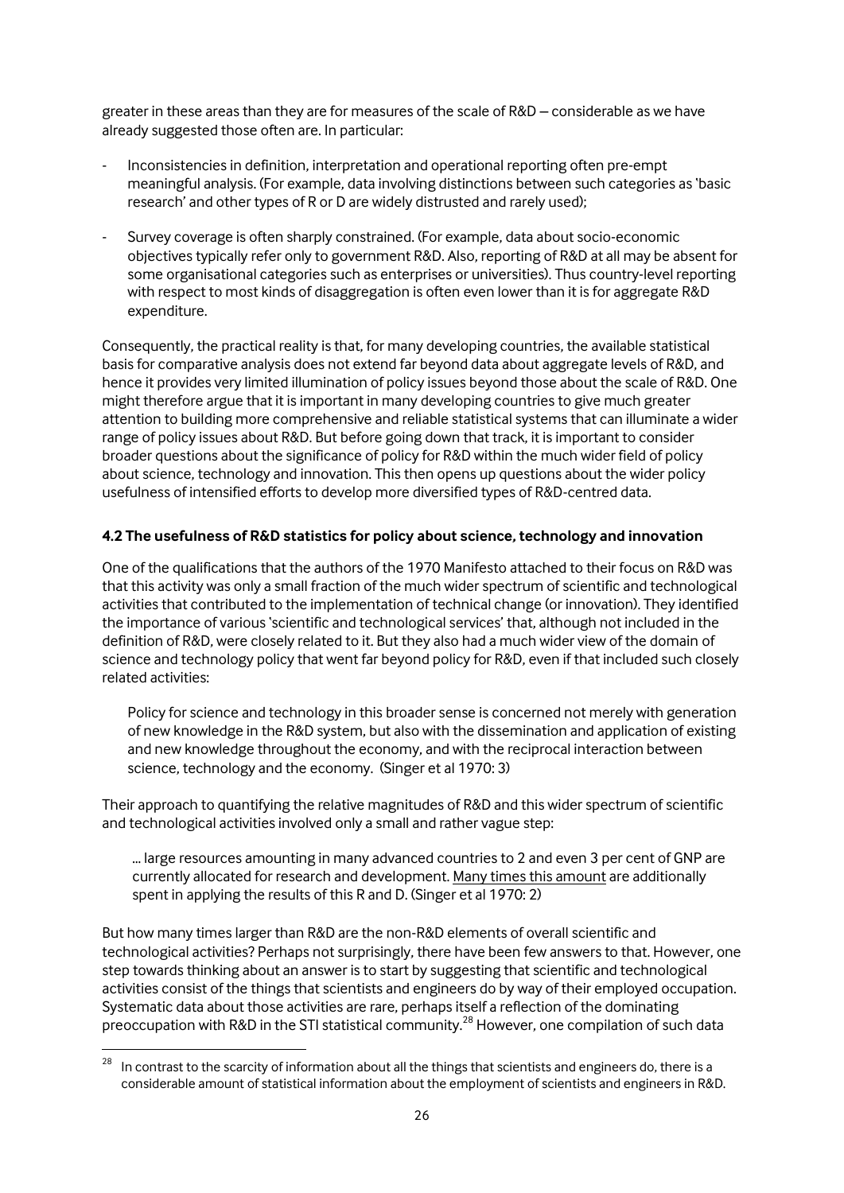greater in these areas than they are for measures of the scale of R&D – considerable as we have already suggested those often are. In particular:

- Inconsistencies in definition, interpretation and operational reporting often pre-empt meaningful analysis. (For example, data involving distinctions between such categories as 'basic research' and other types of R or D are widely distrusted and rarely used);

- Survey coverage is often sharply constrained. (For example, data about socio-economic objectives typically refer only to government R&D. Also, reporting of R&D at all may be absent for some organisational categories such as enterprises or universities). Thus country-level reporting with respect to most kinds of disaggregation is often even lower than it is for aggregate R&D expenditure.

Consequently, the practical reality is that, for many developing countries, the available statistical basis for comparative analysis does not extend far beyond data about aggregate levels of R&D, and hence it provides very limited illumination of policy issues beyond those about the scale of R&D. One might therefore argue that it is important in many developing countries to give much greater attention to building more comprehensive and reliable statistical systems that can illuminate a wider range of policy issues about R&D. But before going down that track, it is important to consider broader questions about the significance of policy for R&D within the much wider field of policy about science, technology and innovation. This then opens up questions about the wider policy usefulness of intensified efforts to develop more diversified types of R&D-centred data.

### 4.2 The usefulness of R&D statistics for policy about science, technology and innovation

One of the qualifications that the authors of the 1970 Manifesto attached to their focus on R&D was that this activity was only a small fraction of the much wider spectrum of scientific and technological activities that contributed to the implementation of technical change (or innovation). They identified the importance of various 'scientific and technological services' that, although not included in the definition of R&D, were closely related to it. But they also had a much wider view of the domain of science and technology policy that went far beyond policy for R&D, even if that included such closely related activities:

> Policy for science and technology in this broader sense is concerned not merely with generation of new knowledge in the R&D system, but also with the dissemination and application of existing and new knowledge throughout the economy, and with the reciprocal interaction between science, technology and the economy. (Singer et al 1970: 3)

Their approach to quantifying the relative magnitudes of R&D and this wider spectrum of scientific and technological activities involved only a small and rather vague step:

> ... large resources amounting in many advanced countries to 2 and even 3 per cent of GNP are currently allocated for research and development. <u>Many times this amount</u> are additionally spent in applying the results of this R and D. (Singer et al 1970: 2)

But how many times larger than R&D are the non-R&D elements of overall scientific and technological activities? Perhaps not surprisingly, there have been few answers to that. However, one step towards thinking about an answer is to start by suggesting that scientific and technological activities consist of the things that scientists and engineers do by way of their employed occupation. Systematic data about those activities are rare, perhaps itself a reflection of the dominating preoccupation with R&D in the STI statistical community.[28] However, one compilation of such data

[28] In contrast to the scarcity of information about all the things that scientists and engineers do, there is a considerable amount of statistical information about the employment of scientists and engineers in R&D.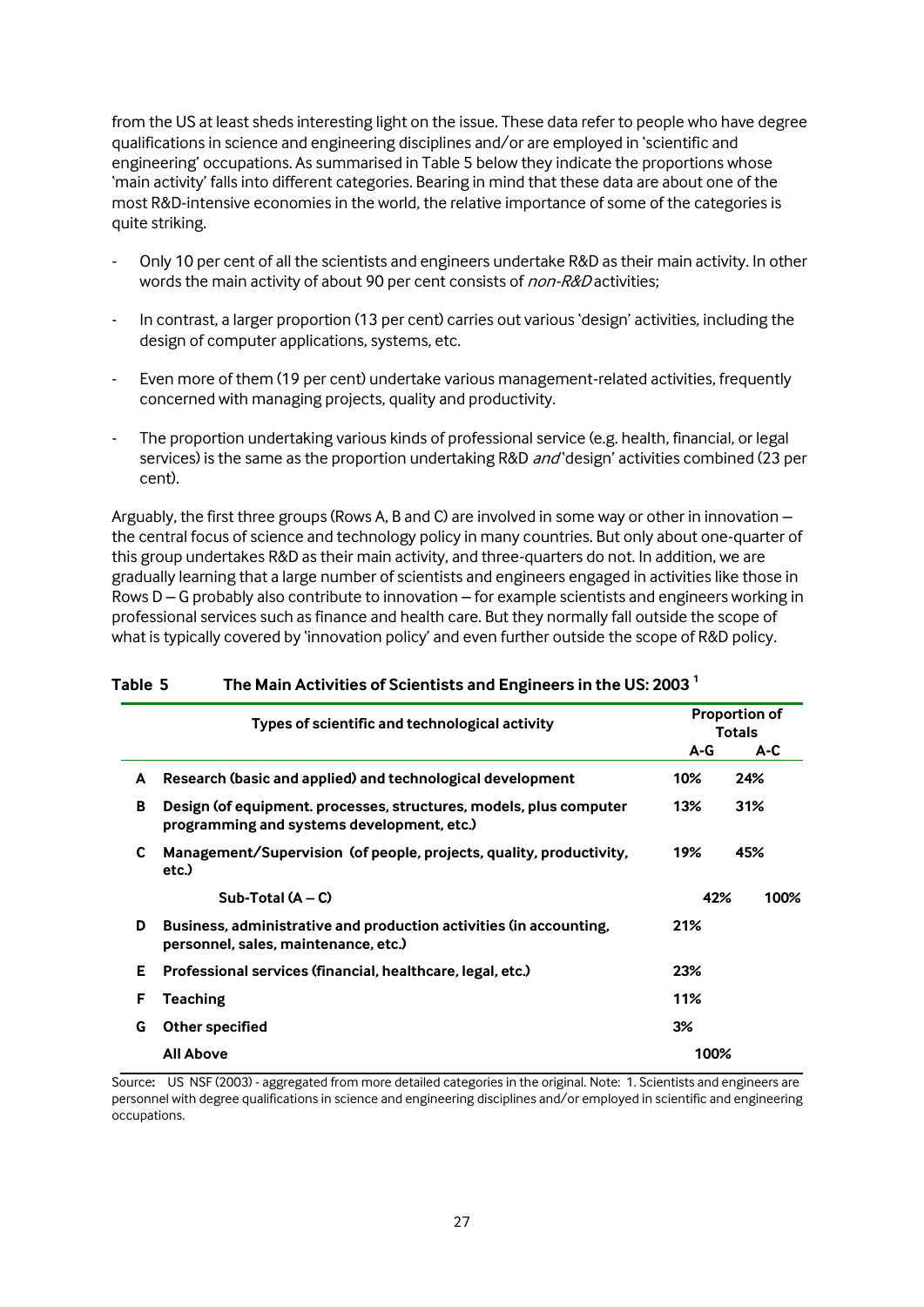from the US at least sheds interesting light on the issue. These data refer to people who have degree qualifications in science and engineering disciplines and/or are employed in 'scientific and engineering' occupations. As summarised in Table 5 below they indicate the proportions whose 'main activity' falls into different categories. Bearing in mind that these data are about one of the most R&D-intensive economies in the world, the relative importance of some of the categories is quite striking.

- Only 10 per cent of all the scientists and engineers undertake R&D as their main activity. In other words the main activity of about 90 per cent consists of *non-R&D* activities;
- In contrast, a larger proportion (13 per cent) carries out various 'design' activities, including the design of computer applications, systems, etc.
- Even more of them (19 per cent) undertake various management-related activities, frequently concerned with managing projects, quality and productivity.
- The proportion undertaking various kinds of professional service (e.g. health, financial, or legal services) is the same as the proportion undertaking R&D *and* 'design' activities combined (23 per cent).

Arguably, the first three groups (Rows A, B and C) are involved in some way or other in innovation – the central focus of science and technology policy in many countries. But only about one-quarter of this group undertakes R&D as their main activity, and three-quarters do not. In addition, we are gradually learning that a large number of scientists and engineers engaged in activities like those in Rows D – G probably also contribute to innovation – for example scientists and engineers working in professional services such as finance and health care. But they normally fall outside the scope of what is typically covered by 'innovation policy' and even further outside the scope of R&D policy.

**Table 5 The Main Activities of Scientists and Engineers in the US: 2003 [1]**

| | Types of scientific and technological activity | Proportion of Totals | |
|---|---|---|---|
| | | A-G | A-C |
| A | Research (basic and applied) and technological development | 10% | 24% |
| B | Design (of equipment. processes, structures, models, plus computer programming and systems development, etc.) | 13% | 31% |
| C | Management/Supervision (of people, projects, quality, productivity, etc.) | 19% | 45% |
| | Sub-Total (A – C) | 42% | 100% |
| D | Business, administrative and production activities (in accounting, personnel, sales, maintenance, etc.) | 21% | |
| E | Professional services (financial, healthcare, legal, etc.) | 23% | |
| F | Teaching | 11% | |
| G | Other specified | 3% | |
| | All Above | 100% | |

Source**:** US NSF (2003) - aggregated from more detailed categories in the original. Note: 1. Scientists and engineers are personnel with degree qualifications in science and engineering disciplines and/or employed in scientific and engineering occupations.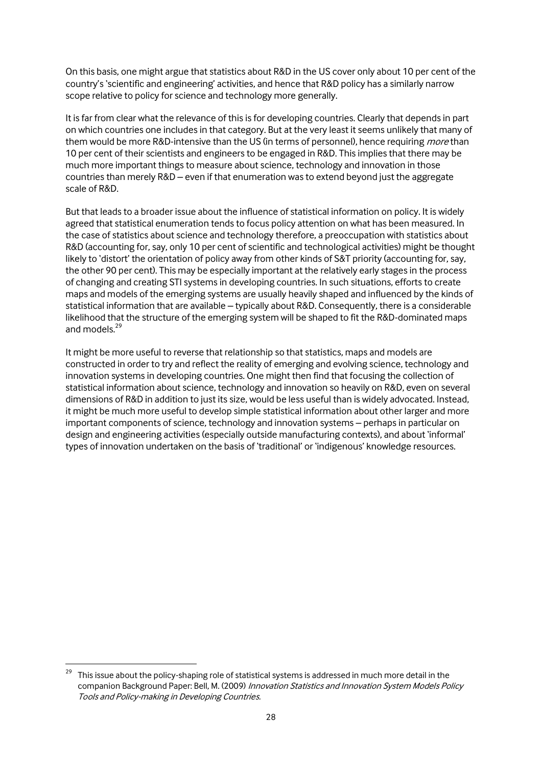On this basis, one might argue that statistics about R&D in the US cover only about 10 per cent of the country's 'scientific and engineering' activities, and hence that R&D policy has a similarly narrow scope relative to policy for science and technology more generally.

It is far from clear what the relevance of this is for developing countries. Clearly that depends in part on which countries one includes in that category. But at the very least it seems unlikely that many of them would be more R&D-intensive than the US (in terms of personnel), hence requiring *more* than 10 per cent of their scientists and engineers to be engaged in R&D. This implies that there may be much more important things to measure about science, technology and innovation in those countries than merely R&D – even if that enumeration was to extend beyond just the aggregate scale of R&D.

But that leads to a broader issue about the influence of statistical information on policy. It is widely agreed that statistical enumeration tends to focus policy attention on what has been measured. In the case of statistics about science and technology therefore, a preoccupation with statistics about R&D (accounting for, say, only 10 per cent of scientific and technological activities) might be thought likely to 'distort' the orientation of policy away from other kinds of S&T priority (accounting for, say, the other 90 per cent). This may be especially important at the relatively early stages in the process of changing and creating STI systems in developing countries. In such situations, efforts to create maps and models of the emerging systems are usually heavily shaped and influenced by the kinds of statistical information that are available – typically about R&D. Consequently, there is a considerable likelihood that the structure of the emerging system will be shaped to fit the R&D-dominated maps and models.[29]

It might be more useful to reverse that relationship so that statistics, maps and models are constructed in order to try and reflect the reality of emerging and evolving science, technology and innovation systems in developing countries. One might then find that focusing the collection of statistical information about science, technology and innovation so heavily on R&D, even on several dimensions of R&D in addition to just its size, would be less useful than is widely advocated. Instead, it might be much more useful to develop simple statistical information about other larger and more important components of science, technology and innovation systems – perhaps in particular on design and engineering activities (especially outside manufacturing contexts), and about 'informal' types of innovation undertaken on the basis of 'traditional' or 'indigenous' knowledge resources.

---

[29] This issue about the policy-shaping role of statistical systems is addressed in much more detail in the companion Background Paper: Bell, M. (2009) *Innovation Statistics and Innovation System Models Policy Tools and Policy-making in Developing Countries.*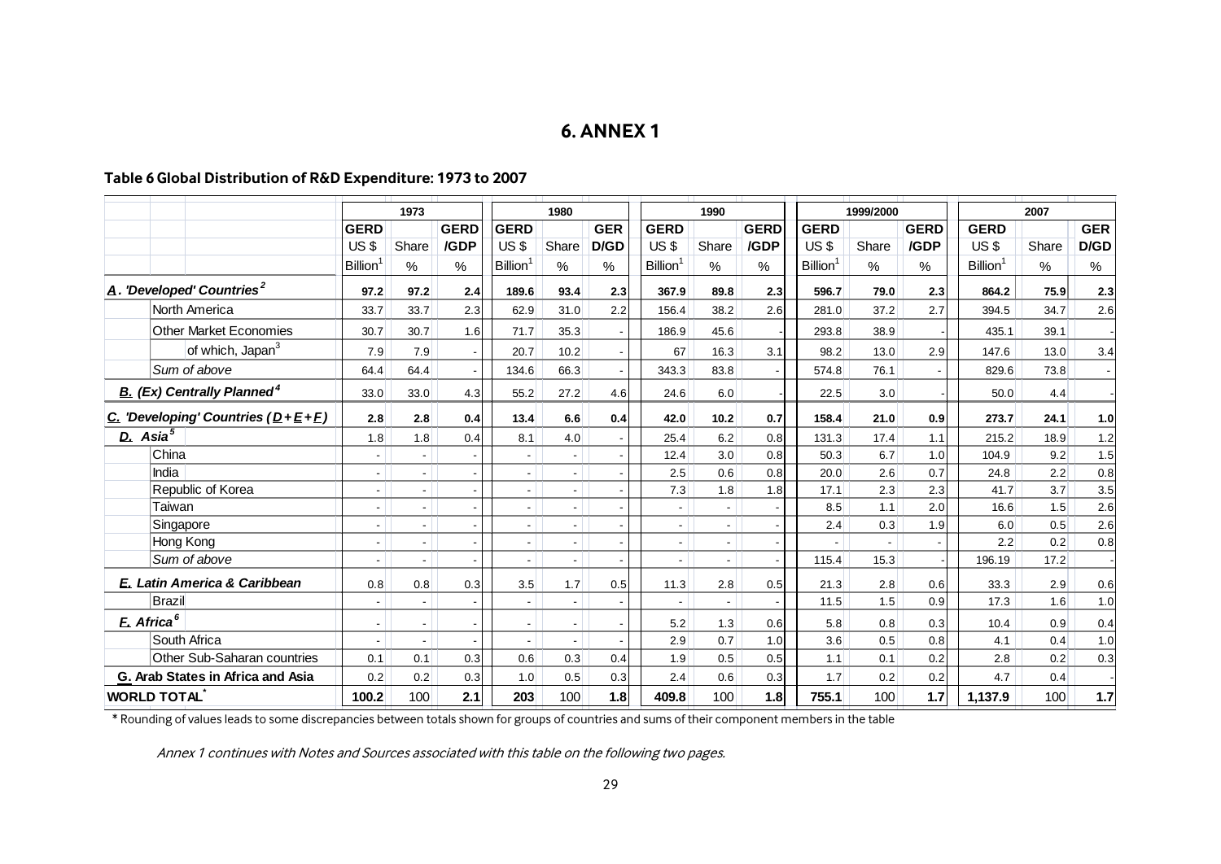## 6. ANNEX 1

### Table 6 Global Distribution of R&D Expenditure: 1973 to 2007

| | 1973 | | | 1980 | | | 1990 | | | 1999/2000 | | | 2007 | | |
|---|---|---|---|---|---|---|---|---|---|---|---|---|---|---|---|
| | GERD US $ Billion[1] | Share % | GERD /GDP % | GERD US $ Billion[1] | Share % | GERD/GDP % | GERD US $ Billion[1] | Share % | GERD /GDP % | GERD US $ Billion[1] | Share % | GERD /GDP % | GERD US $ Billion[1] | Share % | GERD/GDP % |
| ***A. 'Developed' Countries[2]*** | **97.2** | **97.2** | **2.4** | **189.6** | **93.4** | **2.3** | **367.9** | **89.8** | **2.3** | **596.7** | **79.0** | **2.3** | **864.2** | **75.9** | **2.3** |
| North America | 33.7 | 33.7 | 2.3 | 62.9 | 31.0 | 2.2 | 156.4 | 38.2 | 2.6 | 281.0 | 37.2 | 2.7 | 394.5 | 34.7 | 2.6 |
| Other Market Economies | 30.7 | 30.7 | 1.6 | 71.7 | 35.3 | - | 186.9 | 45.6 | - | 293.8 | 38.9 | - | 435.1 | 39.1 | - |
| of which, Japan[3] | 7.9 | 7.9 | - | 20.7 | 10.2 | - | 67 | 16.3 | 3.1 | 98.2 | 13.0 | 2.9 | 147.6 | 13.0 | 3.4 |
| *Sum of above* | 64.4 | 64.4 | - | 134.6 | 66.3 | - | 343.3 | 83.8 | - | 574.8 | 76.1 | - | 829.6 | 73.8 | - |
| ***B. (Ex) Centrally Planned[4]*** | 33.0 | 33.0 | 4.3 | 55.2 | 27.2 | 4.6 | 24.6 | 6.0 | - | 22.5 | 3.0 | - | 50.0 | 4.4 | - |
| ***C. 'Developing' Countries (D+E+F)*** | **2.8** | **2.8** | **0.4** | **13.4** | **6.6** | **0.4** | **42.0** | **10.2** | **0.7** | **158.4** | **21.0** | **0.9** | **273.7** | **24.1** | **1.0** |
| ***D. Asia[5]*** | 1.8 | 1.8 | 0.4 | 8.1 | 4.0 | - | 25.4 | 6.2 | 0.8 | 131.3 | 17.4 | 1.1 | 215.2 | 18.9 | 1.2 |
| China | - | - | - | - | - | - | 12.4 | 3.0 | 0.8 | 50.3 | 6.7 | 1.0 | 104.9 | 9.2 | 1.5 |
| India | - | - | - | - | - | - | 2.5 | 0.6 | 0.8 | 20.0 | 2.6 | 0.7 | 24.8 | 2.2 | 0.8 |
| Republic of Korea | - | - | - | - | - | - | 7.3 | 1.8 | 1.8 | 17.1 | 2.3 | 2.3 | 41.7 | 3.7 | 3.5 |
| Taiwan | - | - | - | - | - | - | - | - | - | 8.5 | 1.1 | 2.0 | 16.6 | 1.5 | 2.6 |
| Singapore | - | - | - | - | - | - | - | - | - | 2.4 | 0.3 | 1.9 | 6.0 | 0.5 | 2.6 |
| Hong Kong | - | - | - | - | - | - | - | - | - | - | - | - | 2.2 | 0.2 | 0.8 |
| *Sum of above* | - | - | - | - | - | - | - | - | - | 115.4 | 15.3 | - | 196.19 | 17.2 | - |
| ***E. Latin America & Caribbean*** | 0.8 | 0.8 | 0.3 | 3.5 | 1.7 | 0.5 | 11.3 | 2.8 | 0.5 | 21.3 | 2.8 | 0.6 | 33.3 | 2.9 | 0.6 |
| Brazil | - | - | - | - | - | - | - | - | - | 11.5 | 1.5 | 0.9 | 17.3 | 1.6 | 1.0 |
| ***F. Africa[6]*** | - | - | - | - | - | - | 5.2 | 1.3 | 0.6 | 5.8 | 0.8 | 0.3 | 10.4 | 0.9 | 0.4 |
| South Africa | - | - | - | - | - | - | 2.9 | 0.7 | 1.0 | 3.6 | 0.5 | 0.8 | 4.1 | 0.4 | 1.0 |
| Other Sub-Saharan countries | 0.1 | 0.1 | 0.3 | 0.6 | 0.3 | 0.4 | 1.9 | 0.5 | 0.5 | 1.1 | 0.1 | 0.2 | 2.8 | 0.2 | 0.3 |
| **G. Arab States in Africa and Asia** | 0.2 | 0.2 | 0.3 | 1.0 | 0.5 | 0.3 | 2.4 | 0.6 | 0.3 | 1.7 | 0.2 | 0.2 | 4.7 | 0.4 | - |
| **WORLD TOTAL*** | **100.2** | 100 | **2.1** | **203** | 100 | **1.8** | **409.8** | 100 | **1.8** | **755.1** | 100 | **1.7** | **1,137.9** | 100 | **1.7** |

\* Rounding of values leads to some discrepancies between totals shown for groups of countries and sums of their component members in the table

*Annex 1 continues with Notes and Sources associated with this table on the following two pages.*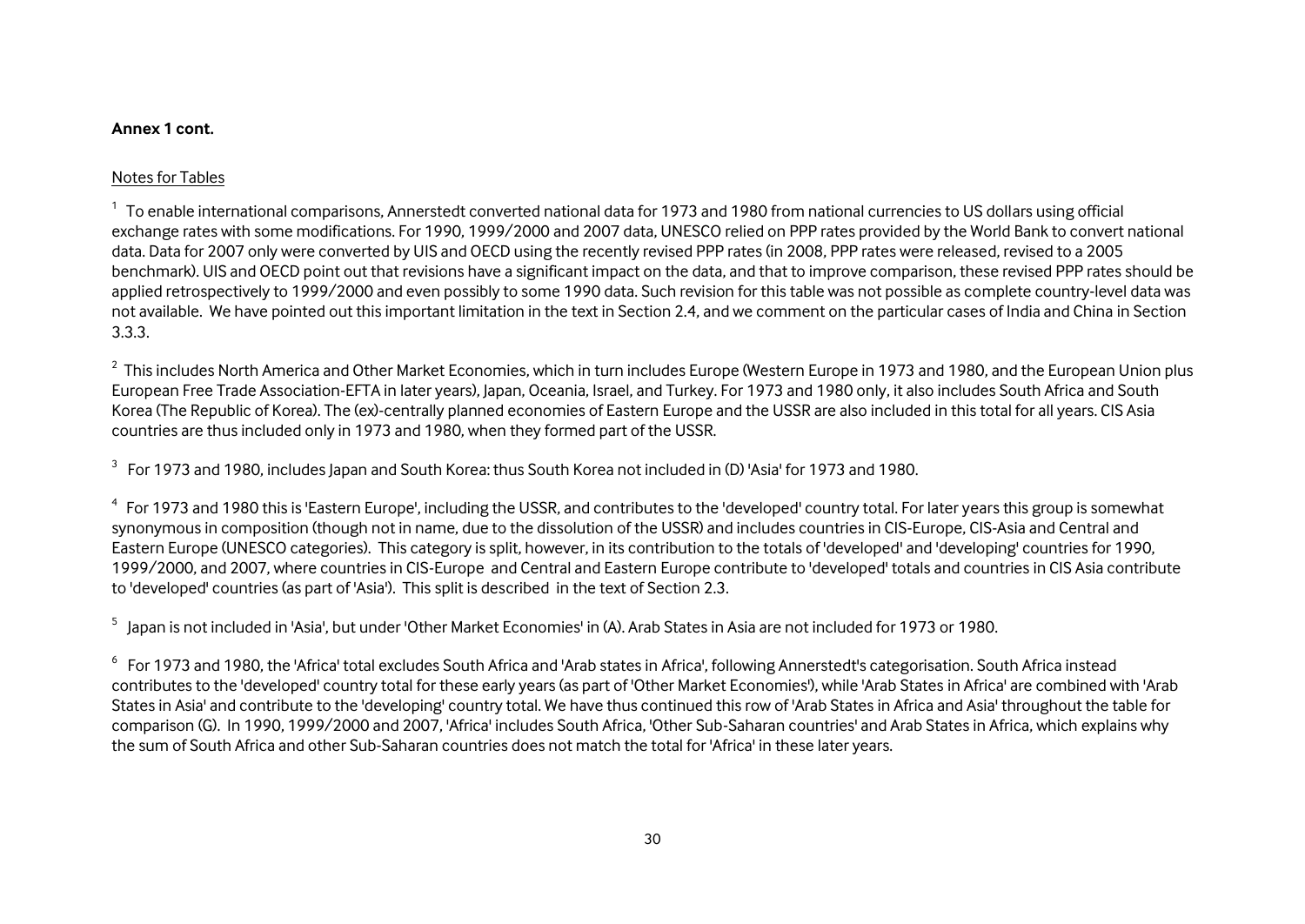**Annex 1 cont.**

Notes for Tables

[1] To enable international comparisons, Annerstedt converted national data for 1973 and 1980 from national currencies to US dollars using official exchange rates with some modifications. For 1990, 1999/2000 and 2007 data, UNESCO relied on PPP rates provided by the World Bank to convert national data. Data for 2007 only were converted by UIS and OECD using the recently revised PPP rates (in 2008, PPP rates were released, revised to a 2005 benchmark). UIS and OECD point out that revisions have a significant impact on the data, and that to improve comparison, these revised PPP rates should be applied retrospectively to 1999/2000 and even possibly to some 1990 data. Such revision for this table was not possible as complete country-level data was not available. We have pointed out this important limitation in the text in Section 2.4, and we comment on the particular cases of India and China in Section 3.3.3.

[2] This includes North America and Other Market Economies, which in turn includes Europe (Western Europe in 1973 and 1980, and the European Union plus European Free Trade Association-EFTA in later years), Japan, Oceania, Israel, and Turkey. For 1973 and 1980 only, it also includes South Africa and South Korea (The Republic of Korea). The (ex)-centrally planned economies of Eastern Europe and the USSR are also included in this total for all years. CIS Asia countries are thus included only in 1973 and 1980, when they formed part of the USSR.

[3] For 1973 and 1980, includes Japan and South Korea: thus South Korea not included in (D) 'Asia' for 1973 and 1980.

[4] For 1973 and 1980 this is 'Eastern Europe', including the USSR, and contributes to the 'developed' country total. For later years this group is somewhat synonymous in composition (though not in name, due to the dissolution of the USSR) and includes countries in CIS-Europe, CIS-Asia and Central and Eastern Europe (UNESCO categories). This category is split, however, in its contribution to the totals of 'developed' and 'developing' countries for 1990, 1999/2000, and 2007, where countries in CIS-Europe and Central and Eastern Europe contribute to 'developed' totals and countries in CIS Asia contribute to 'developed' countries (as part of 'Asia'). This split is described in the text of Section 2.3.

[5] Japan is not included in 'Asia', but under 'Other Market Economies' in (A). Arab States in Asia are not included for 1973 or 1980.

[6] For 1973 and 1980, the 'Africa' total excludes South Africa and 'Arab states in Africa', following Annerstedt's categorisation. South Africa instead contributes to the 'developed' country total for these early years (as part of 'Other Market Economies'), while 'Arab States in Africa' are combined with 'Arab States in Asia' and contribute to the 'developing' country total. We have thus continued this row of 'Arab States in Africa and Asia' throughout the table for comparison (G). In 1990, 1999/2000 and 2007, 'Africa' includes South Africa, 'Other Sub-Saharan countries' and Arab States in Africa, which explains why the sum of South Africa and other Sub-Saharan countries does not match the total for 'Africa' in these later years.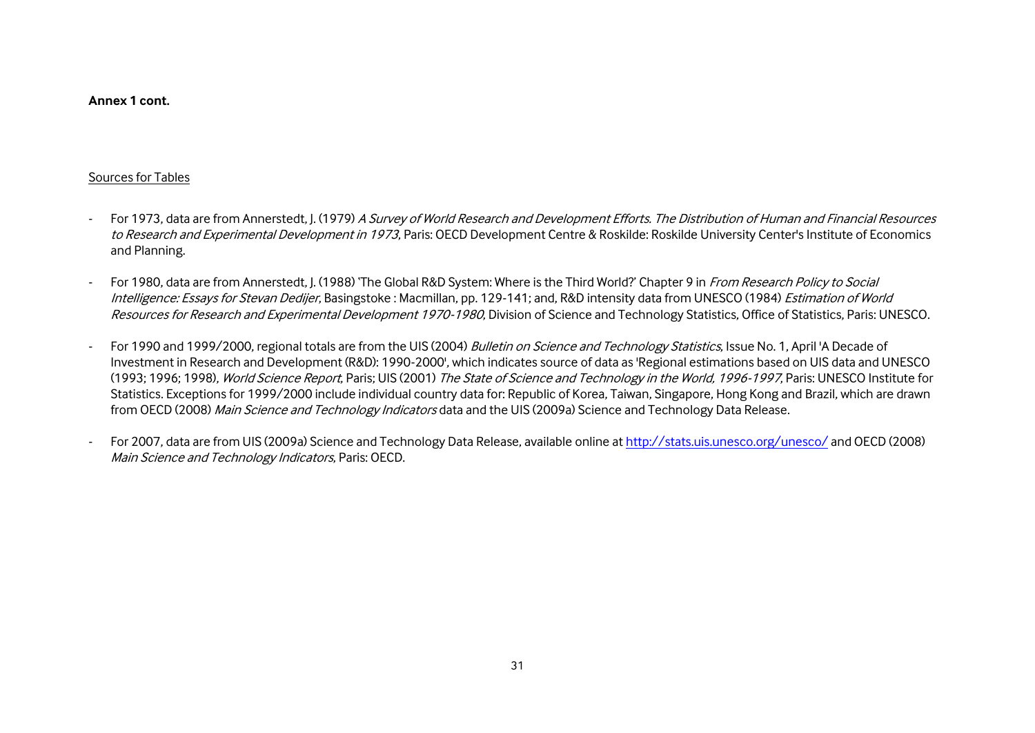**Annex 1 cont.**

Sources for Tables

- For 1973, data are from Annerstedt, J. (1979) *A Survey of World Research and Development Efforts. The Distribution of Human and Financial Resources to Research and Experimental Development in 1973*, Paris: OECD Development Centre & Roskilde: Roskilde University Center's Institute of Economics and Planning.
- For 1980, data are from Annerstedt, J. (1988) 'The Global R&D System: Where is the Third World?' Chapter 9 in *From Research Policy to Social Intelligence: Essays for Stevan Dedijer*, Basingstoke : Macmillan, pp. 129-141; and, R&D intensity data from UNESCO (1984) *Estimation of World Resources for Research and Experimental Development 1970-1980*, Division of Science and Technology Statistics, Office of Statistics, Paris: UNESCO.
- For 1990 and 1999/2000, regional totals are from the UIS (2004) *Bulletin on Science and Technology Statistics*, Issue No. 1, April 'A Decade of Investment in Research and Development (R&D): 1990-2000', which indicates source of data as 'Regional estimations based on UIS data and UNESCO (1993; 1996; 1998), *World Science Report*, Paris; UIS (2001) *The State of Science and Technology in the World, 1996-1997*, Paris: UNESCO Institute for Statistics. Exceptions for 1999/2000 include individual country data for: Republic of Korea, Taiwan, Singapore, Hong Kong and Brazil, which are drawn from OECD (2008) *Main Science and Technology Indicators* data and the UIS (2009a) Science and Technology Data Release.
- For 2007, data are from UIS (2009a) Science and Technology Data Release, available online at http://stats.uis.unesco.org/unesco/ and OECD (2008) *Main Science and Technology Indicators*, Paris: OECD.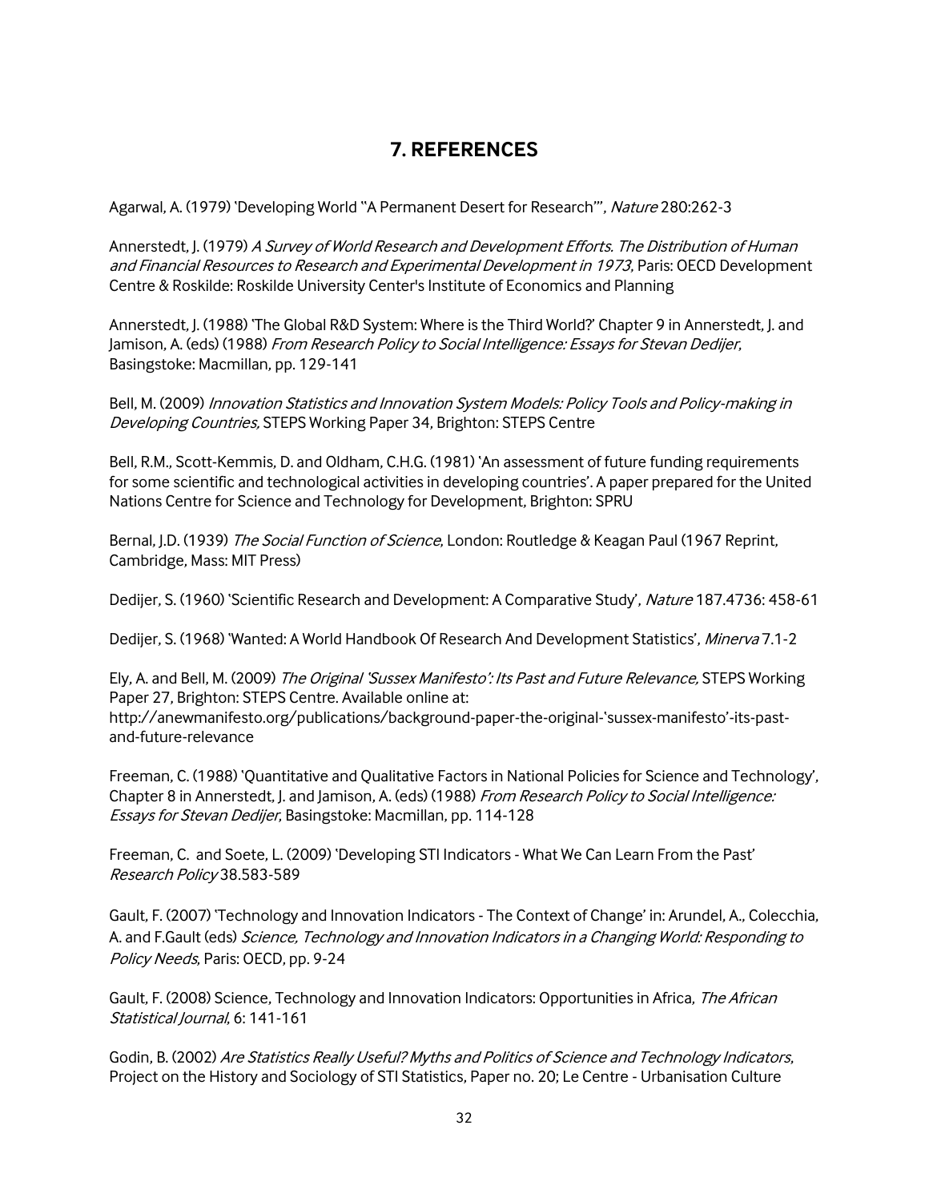## 7. REFERENCES

Agarwal, A. (1979) 'Developing World "A Permanent Desert for Research"', *Nature* 280:262-3

Annerstedt, J. (1979) *A Survey of World Research and Development Efforts. The Distribution of Human and Financial Resources to Research and Experimental Development in 1973*, Paris: OECD Development Centre & Roskilde: Roskilde University Center's Institute of Economics and Planning

Annerstedt, J. (1988) 'The Global R&D System: Where is the Third World?' Chapter 9 in Annerstedt, J. and Jamison, A. (eds) (1988) *From Research Policy to Social Intelligence: Essays for Stevan Dedijer*, Basingstoke: Macmillan, pp. 129-141

Bell, M. (2009) *Innovation Statistics and Innovation System Models: Policy Tools and Policy-making in Developing Countries,* STEPS Working Paper 34, Brighton: STEPS Centre

Bell, R.M., Scott-Kemmis, D. and Oldham, C.H.G. (1981) 'An assessment of future funding requirements for some scientific and technological activities in developing countries'. A paper prepared for the United Nations Centre for Science and Technology for Development, Brighton: SPRU

Bernal, J.D. (1939) *The Social Function of Science*, London: Routledge & Keagan Paul (1967 Reprint, Cambridge, Mass: MIT Press)

Dedijer, S. (1960) 'Scientific Research and Development: A Comparative Study', *Nature* 187.4736: 458-61

Dedijer, S. (1968) 'Wanted: A World Handbook Of Research And Development Statistics', *Minerva* 7.1-2

Ely, A. and Bell, M. (2009) *The Original 'Sussex Manifesto': Its Past and Future Relevance,* STEPS Working Paper 27, Brighton: STEPS Centre. Available online at: http://anewmanifesto.org/publications/background-paper-the-original-'sussex-manifesto'-its-past-and-future-relevance

Freeman, C. (1988) 'Quantitative and Qualitative Factors in National Policies for Science and Technology', Chapter 8 in Annerstedt, J. and Jamison, A. (eds) (1988) *From Research Policy to Social Intelligence: Essays for Stevan Dedijer*, Basingstoke: Macmillan, pp. 114-128

Freeman, C. and Soete, L. (2009) 'Developing STI Indicators - What We Can Learn From the Past' *Research Policy* 38.583-589

Gault, F. (2007) 'Technology and Innovation Indicators - The Context of Change' in: Arundel, A., Colecchia, A. and F.Gault (eds) *Science, Technology and Innovation Indicators in a Changing World: Responding to Policy Needs*, Paris: OECD, pp. 9-24

Gault, F. (2008) Science, Technology and Innovation Indicators: Opportunities in Africa, *The African Statistical Journal*, 6: 141-161

Godin, B. (2002) *Are Statistics Really Useful? Myths and Politics of Science and Technology Indicators*, Project on the History and Sociology of STI Statistics, Paper no. 20; Le Centre - Urbanisation Culture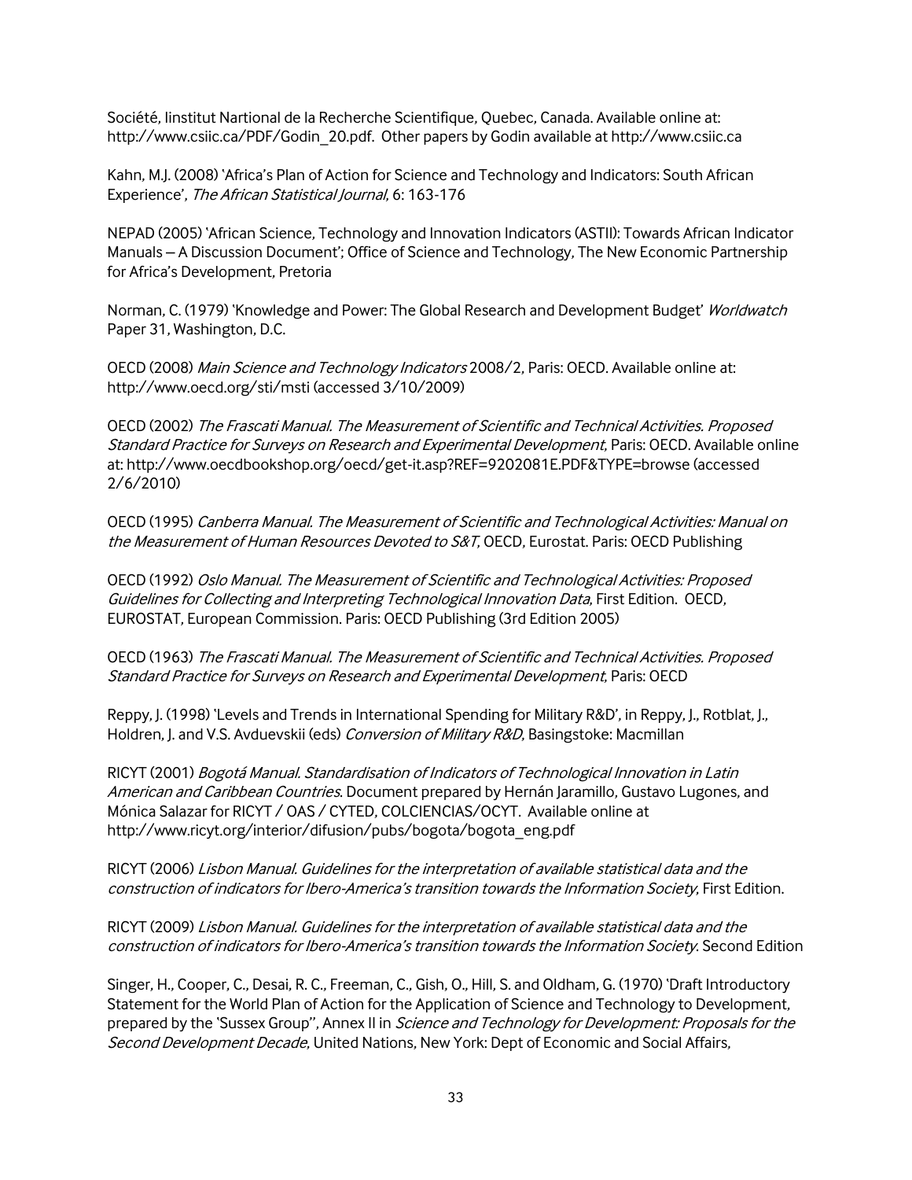Société, Iinstitut Nartional de la Recherche Scientifique, Quebec, Canada. Available online at: http://www.csiic.ca/PDF/Godin_20.pdf. Other papers by Godin available at http://www.csiic.ca

Kahn, M.J. (2008) 'Africa's Plan of Action for Science and Technology and Indicators: South African Experience', *The African Statistical Journal*, 6: 163-176

NEPAD (2005) 'African Science, Technology and Innovation Indicators (ASTII): Towards African Indicator Manuals – A Discussion Document'; Office of Science and Technology, The New Economic Partnership for Africa's Development, Pretoria

Norman, C. (1979) 'Knowledge and Power: The Global Research and Development Budget' *Worldwatch* Paper 31, Washington, D.C.

OECD (2008) *Main Science and Technology Indicators* 2008/2, Paris: OECD. Available online at: http://www.oecd.org/sti/msti (accessed 3/10/2009)

OECD (2002) *The Frascati Manual. The Measurement of Scientific and Technical Activities. Proposed Standard Practice for Surveys on Research and Experimental Development*, Paris: OECD. Available online at: http://www.oecdbookshop.org/oecd/get-it.asp?REF=9202081E.PDF&TYPE=browse (accessed 2/6/2010)

OECD (1995) *Canberra Manual. The Measurement of Scientific and Technological Activities: Manual on the Measurement of Human Resources Devoted to S&T*, OECD, Eurostat. Paris: OECD Publishing

OECD (1992) *Oslo Manual. The Measurement of Scientific and Technological Activities: Proposed Guidelines for Collecting and Interpreting Technological Innovation Data*, First Edition. OECD, EUROSTAT, European Commission. Paris: OECD Publishing (3rd Edition 2005)

OECD (1963) *The Frascati Manual. The Measurement of Scientific and Technical Activities. Proposed Standard Practice for Surveys on Research and Experimental Development*, Paris: OECD

Reppy, J. (1998) 'Levels and Trends in International Spending for Military R&D', in Reppy, J., Rotblat, J., Holdren, J. and V.S. Avduevskii (eds) *Conversion of Military R&D*, Basingstoke: Macmillan

RICYT (2001) *Bogotá Manual. Standardisation of Indicators of Technological Innovation in Latin American and Caribbean Countries*. Document prepared by Hernán Jaramillo, Gustavo Lugones, and Mónica Salazar for RICYT / OAS / CYTED, COLCIENCIAS/OCYT. Available online at http://www.ricyt.org/interior/difusion/pubs/bogota/bogota_eng.pdf

RICYT (2006) *Lisbon Manual. Guidelines for the interpretation of available statistical data and the construction of indicators for Ibero-America's transition towards the Information Society*, First Edition.

RICYT (2009) *Lisbon Manual. Guidelines for the interpretation of available statistical data and the construction of indicators for Ibero-America's transition towards the Information Society*. Second Edition

Singer, H., Cooper, C., Desai, R. C., Freeman, C., Gish, O., Hill, S. and Oldham, G. (1970) 'Draft Introductory Statement for the World Plan of Action for the Application of Science and Technology to Development, prepared by the 'Sussex Group'', Annex II in *Science and Technology for Development: Proposals for the Second Development Decade*, United Nations, New York: Dept of Economic and Social Affairs,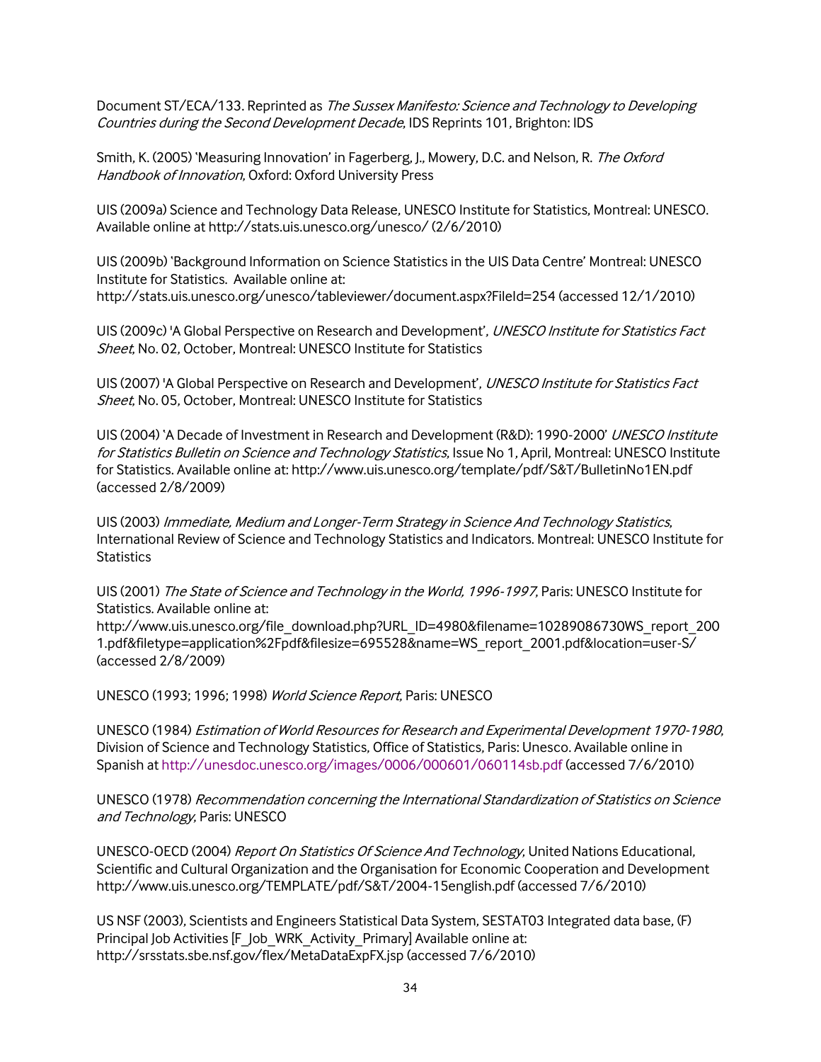Document ST/ECA/133. Reprinted as *The Sussex Manifesto: Science and Technology to Developing Countries during the Second Development Decade*, IDS Reprints 101, Brighton: IDS

Smith, K. (2005) 'Measuring Innovation' in Fagerberg, J., Mowery, D.C. and Nelson, R. *The Oxford Handbook of Innovation*, Oxford: Oxford University Press

UIS (2009a) Science and Technology Data Release, UNESCO Institute for Statistics, Montreal: UNESCO. Available online at http://stats.uis.unesco.org/unesco/ (2/6/2010)

UIS (2009b) 'Background Information on Science Statistics in the UIS Data Centre' Montreal: UNESCO Institute for Statistics. Available online at: http://stats.uis.unesco.org/unesco/tableviewer/document.aspx?FileId=254 (accessed 12/1/2010)

UIS (2009c) 'A Global Perspective on Research and Development', *UNESCO Institute for Statistics Fact Sheet*, No. 02, October, Montreal: UNESCO Institute for Statistics

UIS (2007) 'A Global Perspective on Research and Development', *UNESCO Institute for Statistics Fact Sheet*, No. 05, October, Montreal: UNESCO Institute for Statistics

UIS (2004) 'A Decade of Investment in Research and Development (R&D): 1990-2000' *UNESCO Institute for Statistics Bulletin on Science and Technology Statistics*, Issue No 1, April, Montreal: UNESCO Institute for Statistics. Available online at: http://www.uis.unesco.org/template/pdf/S&T/BulletinNo1EN.pdf (accessed 2/8/2009)

UIS (2003) *Immediate, Medium and Longer-Term Strategy in Science And Technology Statistics*, International Review of Science and Technology Statistics and Indicators. Montreal: UNESCO Institute for Statistics

UIS (2001) *The State of Science and Technology in the World, 1996-1997*, Paris: UNESCO Institute for Statistics. Available online at: http://www.uis.unesco.org/file_download.php?URL_ID=4980&filename=10289086730WS_report_2001.pdf&filetype=application%2Fpdf&filesize=695528&name=WS_report_2001.pdf&location=user-S/ (accessed 2/8/2009)

UNESCO (1993; 1996; 1998) *World Science Report*, Paris: UNESCO

UNESCO (1984) *Estimation of World Resources for Research and Experimental Development 1970-1980*, Division of Science and Technology Statistics, Office of Statistics, Paris: Unesco. Available online in Spanish at http://unesdoc.unesco.org/images/0006/000601/060114sb.pdf (accessed 7/6/2010)

UNESCO (1978) *Recommendation concerning the International Standardization of Statistics on Science and Technology*, Paris: UNESCO

UNESCO-OECD (2004) *Report On Statistics Of Science And Technology*, United Nations Educational, Scientific and Cultural Organization and the Organisation for Economic Cooperation and Development http://www.uis.unesco.org/TEMPLATE/pdf/S&T/2004-15english.pdf (accessed 7/6/2010)

US NSF (2003), Scientists and Engineers Statistical Data System, SESTAT03 Integrated data base, (F) Principal Job Activities [F_Job_WRK_Activity_Primary] Available online at: http://srsstats.sbe.nsf.gov/flex/MetaDataExpFX.jsp (accessed 7/6/2010)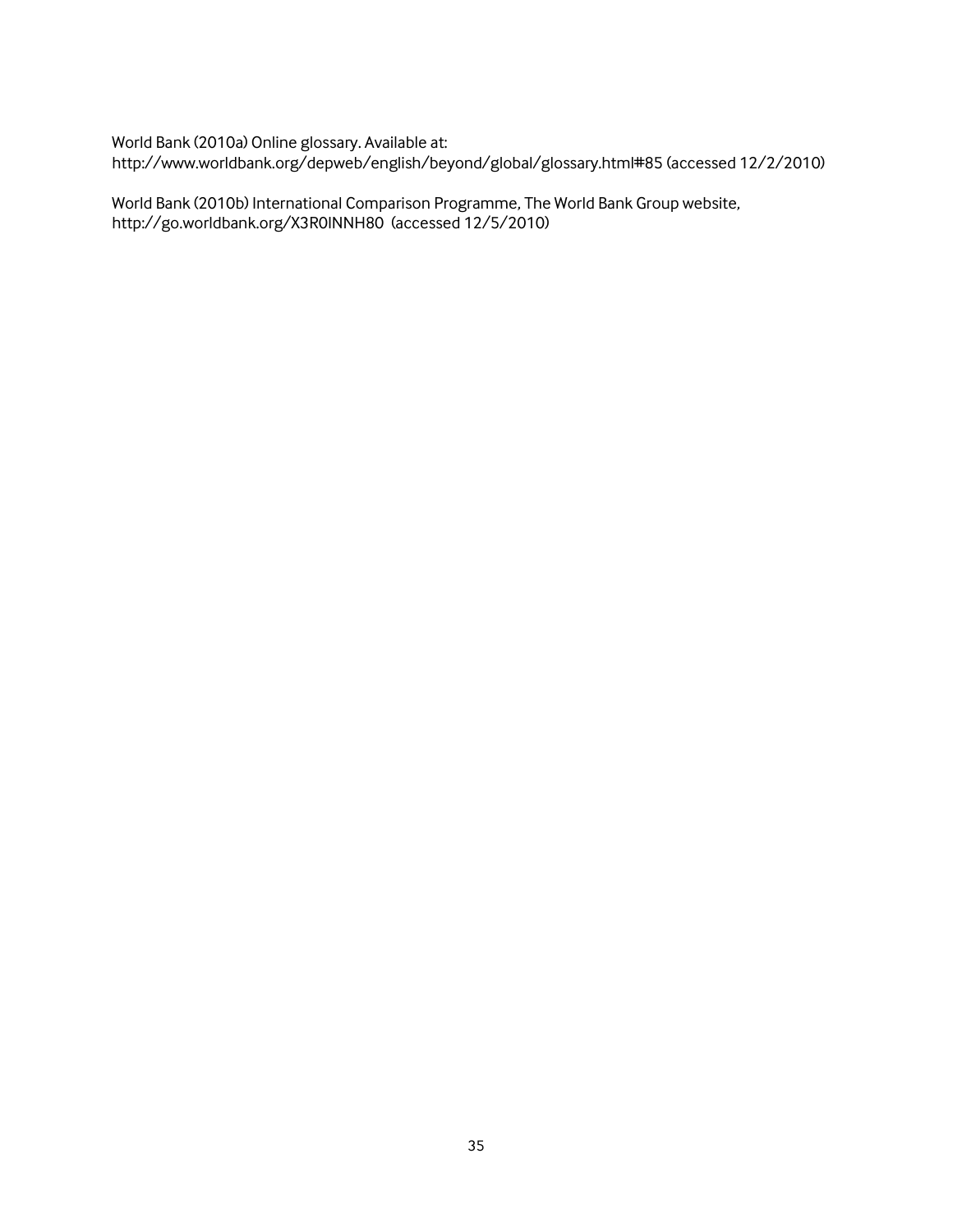World Bank (2010a) Online glossary. Available at: http://www.worldbank.org/depweb/english/beyond/global/glossary.html#85 (accessed 12/2/2010)

World Bank (2010b) International Comparison Programme, The World Bank Group website, http://go.worldbank.org/X3R0INNH80 (accessed 12/5/2010)